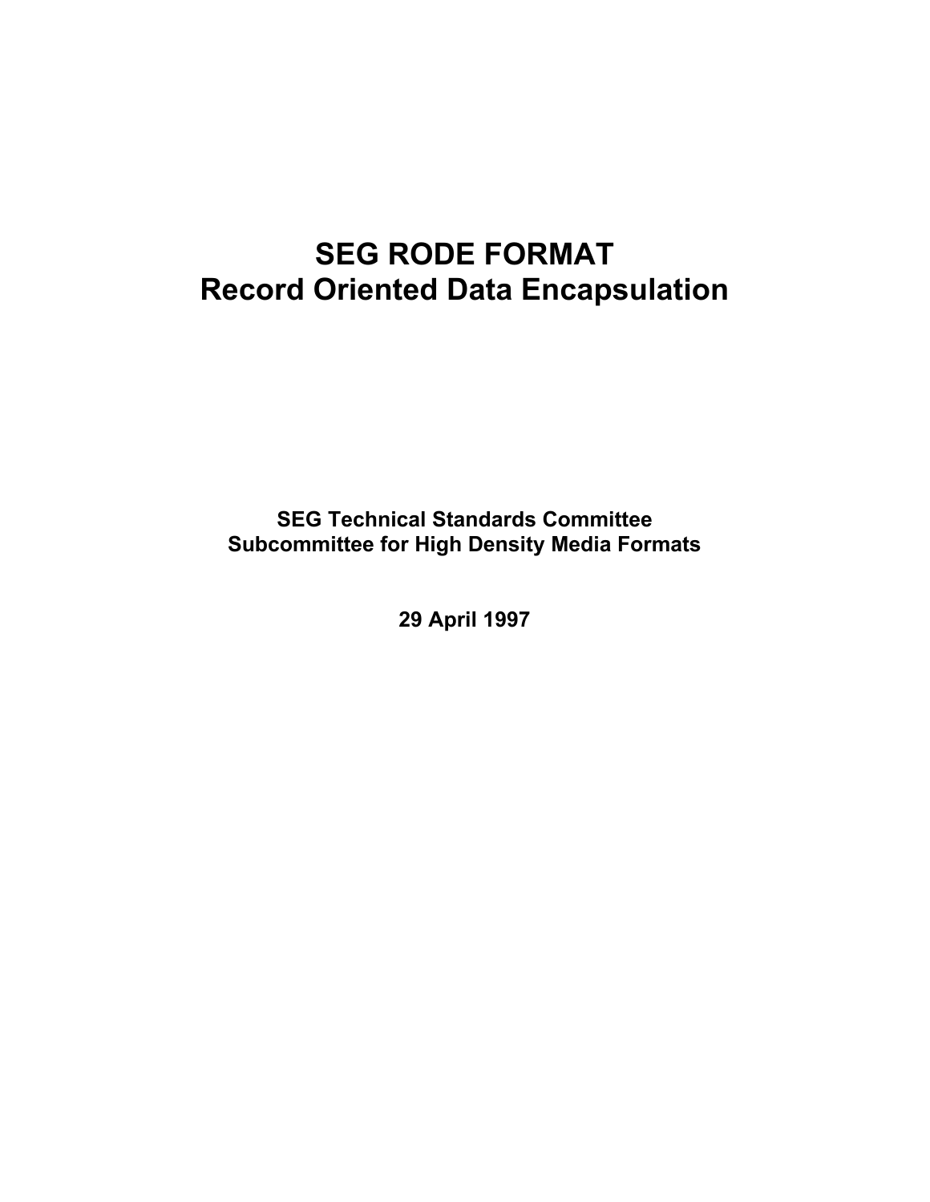# SEG RODE FORMAT
# Record Oriented Data Encapsulation

**SEG Technical Standards Committee**
**Subcommittee for High Density Media Formats**

**29 April 1997**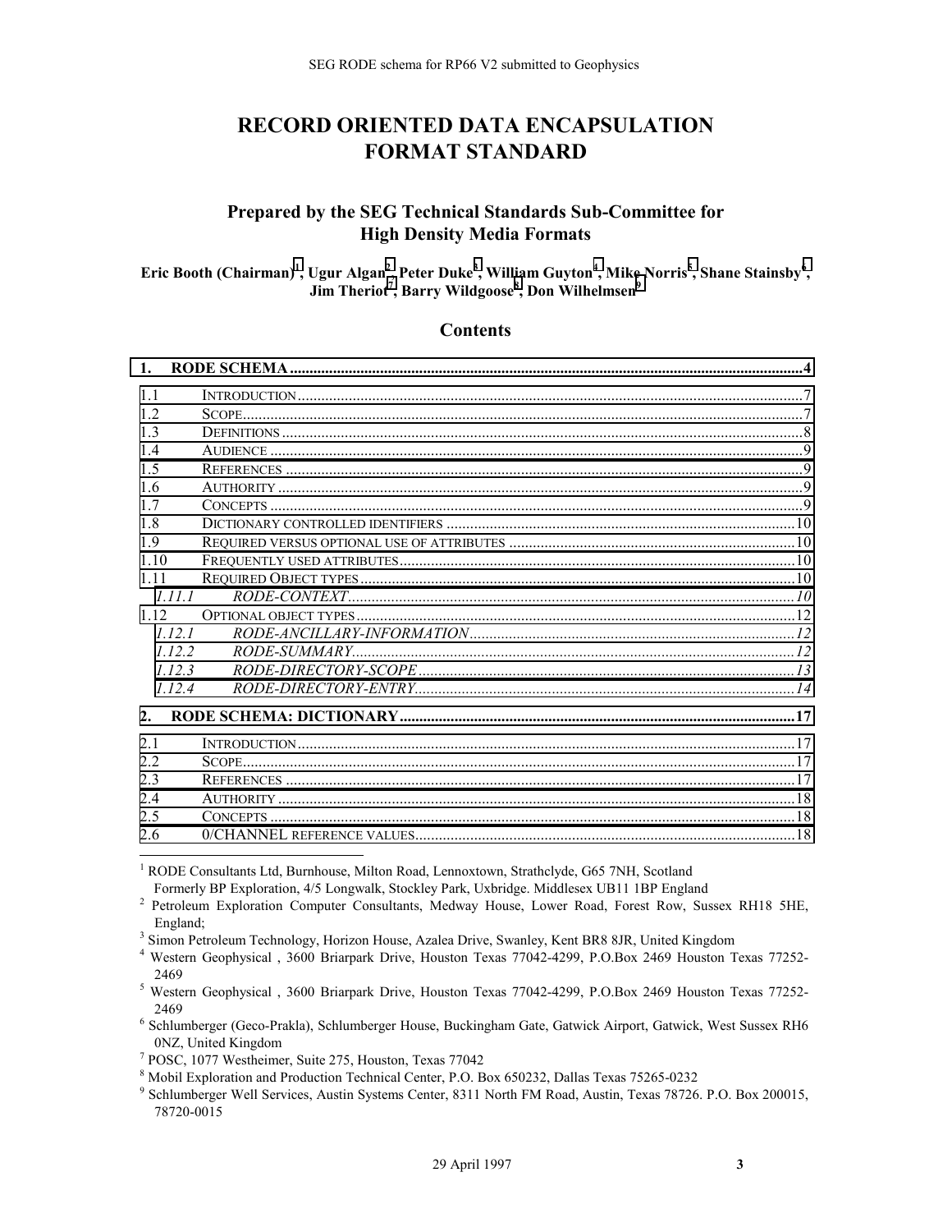# RECORD ORIENTED DATA ENCAPSULATION FORMAT STANDARD

## Prepared by the SEG Technical Standards Sub-Committee for High Density Media Formats

**Eric Booth (Chairman)[1], Ugur Algan[2], Peter Duke[3], William Guyton[4], Mike Norris[5], Shane Stainsby[6], Jim Theriot[7], Barry Wildgoose[8], Don Wilhelmsen[9]**

## Contents

**1. RODE SCHEMA ........................................................................ 4**

1.1 INTRODUCTION ........................................................................ 7
1.2 SCOPE ........................................................................ 7
1.3 DEFINITIONS ........................................................................ 8
1.4 AUDIENCE ........................................................................ 9
1.5 REFERENCES ........................................................................ 9
1.6 AUTHORITY ........................................................................ 9
1.7 CONCEPTS ........................................................................ 9
1.8 DICTIONARY CONTROLLED IDENTIFIERS ........................................................................ 10
1.9 REQUIRED VERSUS OPTIONAL USE OF ATTRIBUTES ........................................................................ 10
1.10 FREQUENTLY USED ATTRIBUTES ........................................................................ 10
1.11 REQUIRED OBJECT TYPES ........................................................................ 10
*1.11.1 RODE-CONTEXT ........................................................................ 10*
1.12 OPTIONAL OBJECT TYPES ........................................................................ 12
*1.12.1 RODE-ANCILLARY-INFORMATION ........................................................................ 12*
*1.12.2 RODE-SUMMARY ........................................................................ 12*
*1.12.3 RODE-DIRECTORY-SCOPE ........................................................................ 13*
*1.12.4 RODE-DIRECTORY-ENTRY ........................................................................ 14*

**2. RODE SCHEMA: DICTIONARY ........................................................................ 17**

2.1 INTRODUCTION ........................................................................ 17
2.2 SCOPE ........................................................................ 17
2.3 REFERENCES ........................................................................ 17
2.4 AUTHORITY ........................................................................ 18
2.5 CONCEPTS ........................................................................ 18
2.6 0/CHANNEL REFERENCE VALUES ........................................................................ 18

---

[1] RODE Consultants Ltd, Burnhouse, Milton Road, Lennoxtown, Strathclyde, G65 7NH, Scotland
Formerly BP Exploration, 4/5 Longwalk, Stockley Park, Uxbridge. Middlesex UB11 1BP England

[2] Petroleum Exploration Computer Consultants, Medway House, Lower Road, Forest Row, Sussex RH18 5HE, England;

[3] Simon Petroleum Technology, Horizon House, Azalea Drive, Swanley, Kent BR8 8JR, United Kingdom

[4] Western Geophysical , 3600 Briarpark Drive, Houston Texas 77042-4299, P.O.Box 2469 Houston Texas 77252-2469

[5] Western Geophysical , 3600 Briarpark Drive, Houston Texas 77042-4299, P.O.Box 2469 Houston Texas 77252-2469

[6] Schlumberger (Geco-Prakla), Schlumberger House, Buckingham Gate, Gatwick Airport, Gatwick, West Sussex RH6 0NZ, United Kingdom

[7] POSC, 1077 Westheimer, Suite 275, Houston, Texas 77042

[8] Mobil Exploration and Production Technical Center, P.O. Box 650232, Dallas Texas 75265-0232

[9] Schlumberger Well Services, Austin Systems Center, 8311 North FM Road, Austin, Texas 78726. P.O. Box 200015, 78720-0015

29 April 1997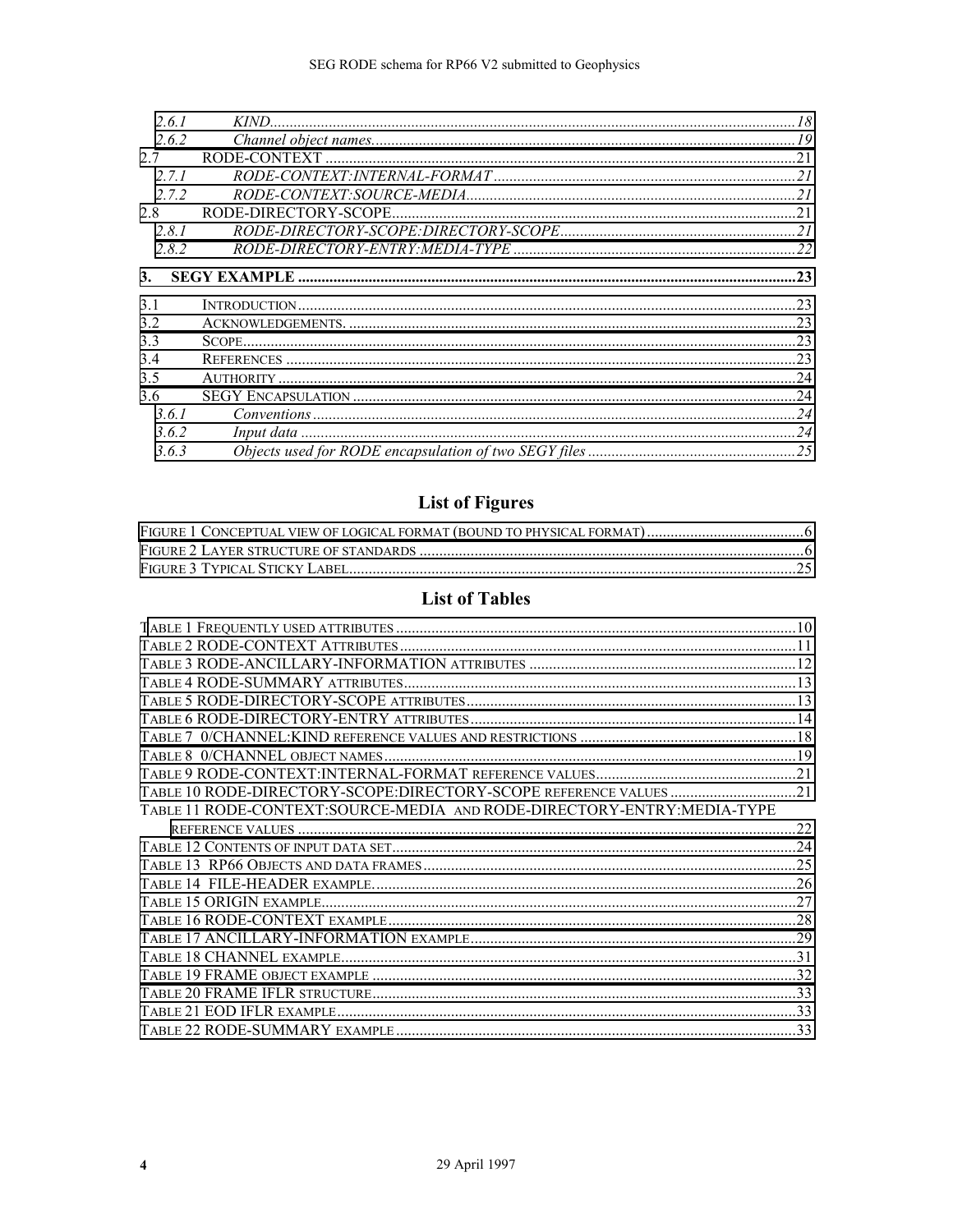2.6.1 *KIND* ..... 18

2.6.2 *Channel object names* ..... 19

2.7 RODE-CONTEXT ..... 21

2.7.1 *RODE-CONTEXT:INTERNAL-FORMAT* ..... 21

2.7.2 *RODE-CONTEXT:SOURCE-MEDIA* ..... 21

2.8 RODE-DIRECTORY-SCOPE ..... 21

2.8.1 *RODE-DIRECTORY-SCOPE:DIRECTORY-SCOPE* ..... 21

2.8.2 *RODE-DIRECTORY-ENTRY:MEDIA-TYPE* ..... 22

**3. SEGY EXAMPLE ..... 23**

3.1 INTRODUCTION ..... 23

3.2 ACKNOWLEDGEMENTS. ..... 23

3.3 SCOPE ..... 23

3.4 REFERENCES ..... 23

3.5 AUTHORITY ..... 24

3.6 SEGY ENCAPSULATION ..... 24

3.6.1 *Conventions* ..... 24

3.6.2 *Input data* ..... 24

3.6.3 *Objects used for RODE encapsulation of two SEGY files* ..... 25

## List of Figures

FIGURE 1 CONCEPTUAL VIEW OF LOGICAL FORMAT (BOUND TO PHYSICAL FORMAT) ..... 6

FIGURE 2 LAYER STRUCTURE OF STANDARDS ..... 6

FIGURE 3 TYPICAL STICKY LABEL ..... 25

## List of Tables

TABLE 1 FREQUENTLY USED ATTRIBUTES ..... 10

TABLE 2 RODE-CONTEXT ATTRIBUTES ..... 11

TABLE 3 RODE-ANCILLARY-INFORMATION ATTRIBUTES ..... 12

TABLE 4 RODE-SUMMARY ATTRIBUTES ..... 13

TABLE 5 RODE-DIRECTORY-SCOPE ATTRIBUTES ..... 13

TABLE 6 RODE-DIRECTORY-ENTRY ATTRIBUTES ..... 14

TABLE 7 0/CHANNEL:KIND REFERENCE VALUES AND RESTRICTIONS ..... 18

TABLE 8 0/CHANNEL OBJECT NAMES ..... 19

TABLE 9 RODE-CONTEXT:INTERNAL-FORMAT REFERENCE VALUES ..... 21

TABLE 10 RODE-DIRECTORY-SCOPE:DIRECTORY-SCOPE REFERENCE VALUES ..... 21

TABLE 11 RODE-CONTEXT:SOURCE-MEDIA AND RODE-DIRECTORY-ENTRY:MEDIA-TYPE REFERENCE VALUES ..... 22

TABLE 12 CONTENTS OF INPUT DATA SET ..... 24

TABLE 13 RP66 OBJECTS AND DATA FRAMES ..... 25

TABLE 14 FILE-HEADER EXAMPLE. ..... 26

TABLE 15 ORIGIN EXAMPLE ..... 27

TABLE 16 RODE-CONTEXT EXAMPLE ..... 28

TABLE 17 ANCILLARY-INFORMATION EXAMPLE ..... 29

TABLE 18 CHANNEL EXAMPLE ..... 31

TABLE 19 FRAME OBJECT EXAMPLE ..... 32

TABLE 20 FRAME IFLR STRUCTURE ..... 33

TABLE 21 EOD IFLR EXAMPLE ..... 33

TABLE 22 RODE-SUMMARY EXAMPLE ..... 33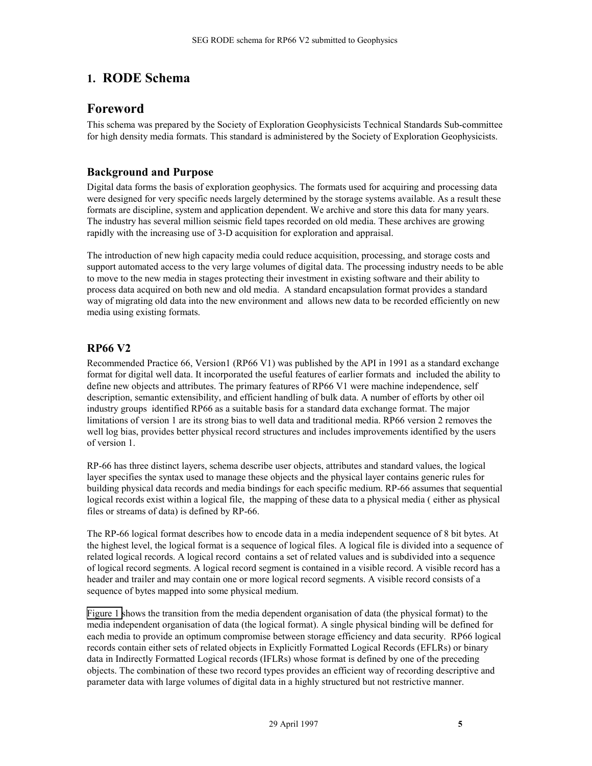# 1. RODE Schema

# Foreword

This schema was prepared by the Society of Exploration Geophysicists Technical Standards Sub-committee for high density media formats. This standard is administered by the Society of Exploration Geophysicists.

## Background and Purpose

Digital data forms the basis of exploration geophysics. The formats used for acquiring and processing data were designed for very specific needs largely determined by the storage systems available. As a result these formats are discipline, system and application dependent. We archive and store this data for many years. The industry has several million seismic field tapes recorded on old media. These archives are growing rapidly with the increasing use of 3-D acquisition for exploration and appraisal.

The introduction of new high capacity media could reduce acquisition, processing, and storage costs and support automated access to the very large volumes of digital data. The processing industry needs to be able to move to the new media in stages protecting their investment in existing software and their ability to process data acquired on both new and old media. A standard encapsulation format provides a standard way of migrating old data into the new environment and allows new data to be recorded efficiently on new media using existing formats.

## RP66 V2

Recommended Practice 66, Version1 (RP66 V1) was published by the API in 1991 as a standard exchange format for digital well data. It incorporated the useful features of earlier formats and included the ability to define new objects and attributes. The primary features of RP66 V1 were machine independence, self description, semantic extensibility, and efficient handling of bulk data. A number of efforts by other oil industry groups identified RP66 as a suitable basis for a standard data exchange format. The major limitations of version 1 are its strong bias to well data and traditional media. RP66 version 2 removes the well log bias, provides better physical record structures and includes improvements identified by the users of version 1.

RP-66 has three distinct layers, schema describe user objects, attributes and standard values, the logical layer specifies the syntax used to manage these objects and the physical layer contains generic rules for building physical data records and media bindings for each specific medium. RP-66 assumes that sequential logical records exist within a logical file, the mapping of these data to a physical media ( either as physical files or streams of data) is defined by RP-66.

The RP-66 logical format describes how to encode data in a media independent sequence of 8 bit bytes. At the highest level, the logical format is a sequence of logical files. A logical file is divided into a sequence of related logical records. A logical record contains a set of related values and is subdivided into a sequence of logical record segments. A logical record segment is contained in a visible record. A visible record has a header and trailer and may contain one or more logical record segments. A visible record consists of a sequence of bytes mapped into some physical medium.

Figure 1 shows the transition from the media dependent organisation of data (the physical format) to the media independent organisation of data (the logical format). A single physical binding will be defined for each media to provide an optimum compromise between storage efficiency and data security. RP66 logical records contain either sets of related objects in Explicitly Formatted Logical Records (EFLRs) or binary data in Indirectly Formatted Logical records (IFLRs) whose format is defined by one of the preceding objects. The combination of these two record types provides an efficient way of recording descriptive and parameter data with large volumes of digital data in a highly structured but not restrictive manner.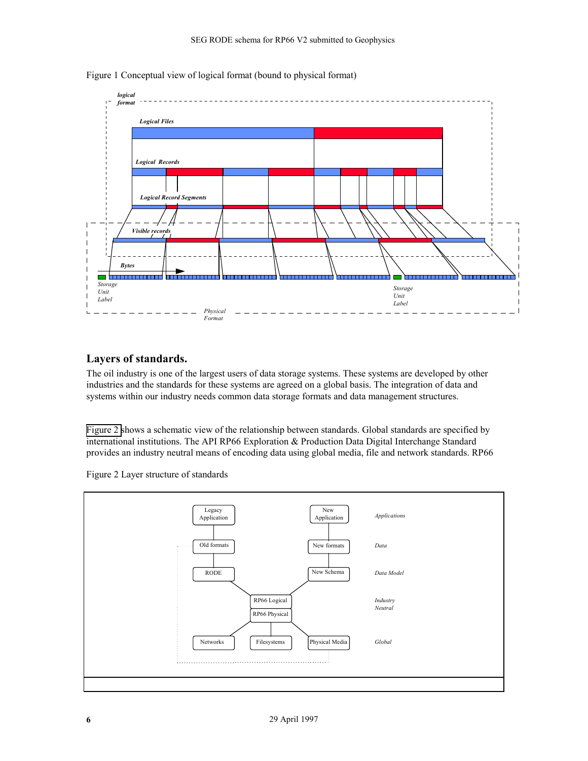Figure 1 Conceptual view of logical format (bound to physical format)

## Layers of standards.

The oil industry is one of the largest users of data storage systems. These systems are developed by other industries and the standards for these systems are agreed on a global basis. The integration of data and systems within our industry needs common data storage formats and data management structures.

Figure 2 shows a schematic view of the relationship between standards. Global standards are specified by international institutions. The API RP66 Exploration & Production Data Digital Interchange Standard provides an industry neutral means of encoding data using global media, file and network standards. RP66

Figure 2 Layer structure of standards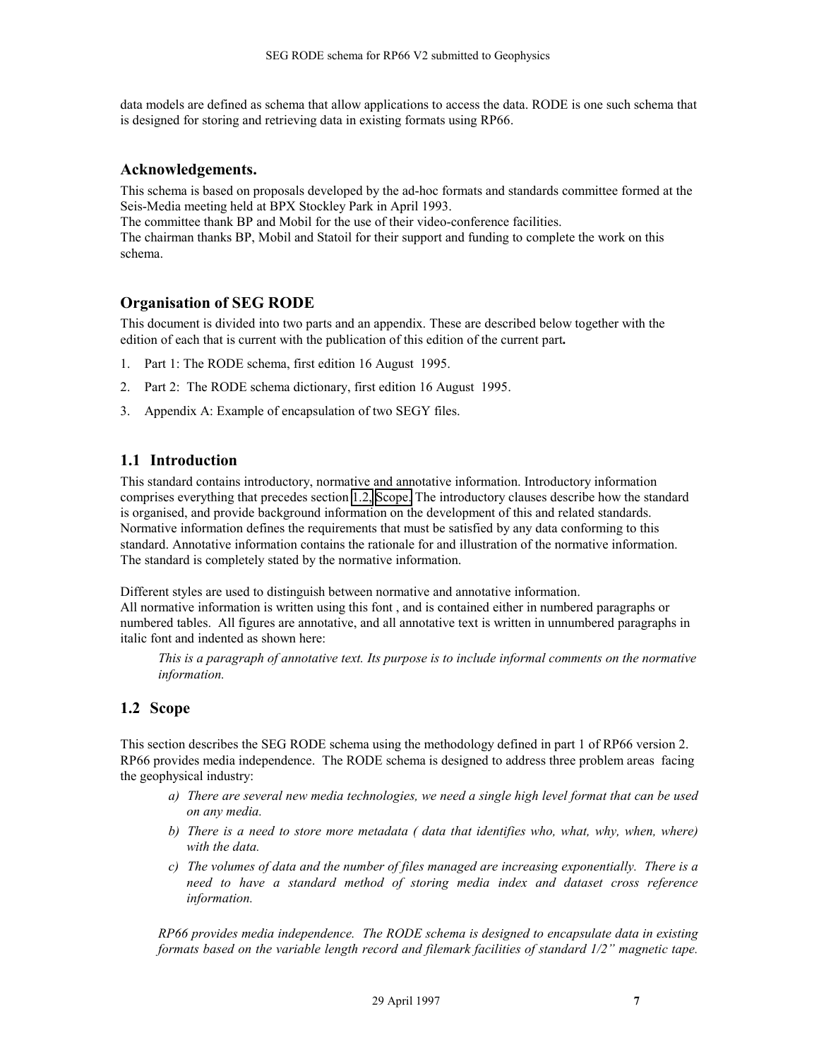data models are defined as schema that allow applications to access the data. RODE is one such schema that is designed for storing and retrieving data in existing formats using RP66.

## Acknowledgements.

This schema is based on proposals developed by the ad-hoc formats and standards committee formed at the Seis-Media meeting held at BPX Stockley Park in April 1993.
The committee thank BP and Mobil for the use of their video-conference facilities.
The chairman thanks BP, Mobil and Statoil for their support and funding to complete the work on this schema.

## Organisation of SEG RODE

This document is divided into two parts and an appendix. These are described below together with the edition of each that is current with the publication of this edition of the current part**.**

1. Part 1: The RODE schema, first edition 16 August 1995.
2. Part 2: The RODE schema dictionary, first edition 16 August 1995.
3. Appendix A: Example of encapsulation of two SEGY files.

## 1.1 Introduction

This standard contains introductory, normative and annotative information. Introductory information comprises everything that precedes section 1.2, Scope. The introductory clauses describe how the standard is organised, and provide background information on the development of this and related standards. Normative information defines the requirements that must be satisfied by any data conforming to this standard. Annotative information contains the rationale for and illustration of the normative information. The standard is completely stated by the normative information.

Different styles are used to distinguish between normative and annotative information.
All normative information is written using this font , and is contained either in numbered paragraphs or numbered tables. All figures are annotative, and all annotative text is written in unnumbered paragraphs in italic font and indented as shown here:

> *This is a paragraph of annotative text. Its purpose is to include informal comments on the normative information.*

## 1.2 Scope

This section describes the SEG RODE schema using the methodology defined in part 1 of RP66 version 2. RP66 provides media independence. The RODE schema is designed to address three problem areas facing the geophysical industry:

a) *There are several new media technologies, we need a single high level format that can be used on any media.*
b) *There is a need to store more metadata ( data that identifies who, what, why, when, where) with the data.*
c) *The volumes of data and the number of files managed are increasing exponentially. There is a need to have a standard method of storing media index and dataset cross reference information.*

*RP66 provides media independence. The RODE schema is designed to encapsulate data in existing formats based on the variable length record and filemark facilities of standard 1/2" magnetic tape.*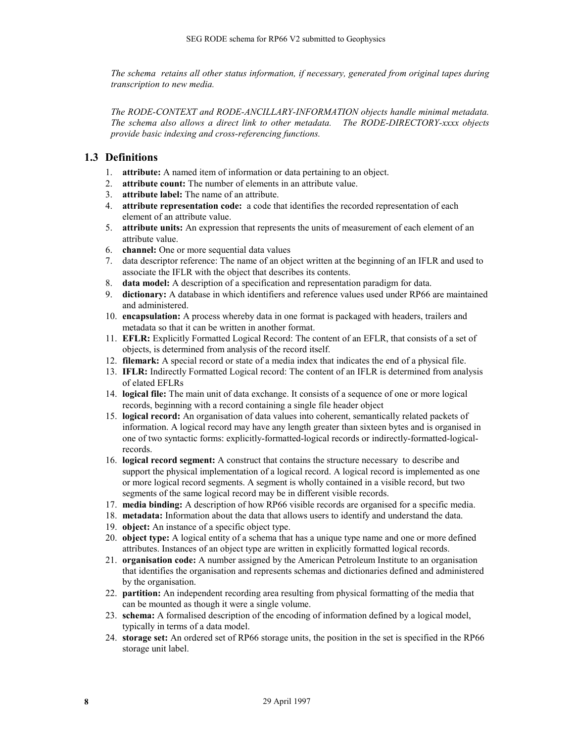*The schema retains all other status information, if necessary, generated from original tapes during transcription to new media.*

*The RODE-CONTEXT and RODE-ANCILLARY-INFORMATION objects handle minimal metadata. The schema also allows a direct link to other metadata. The RODE-DIRECTORY-xxxx objects provide basic indexing and cross-referencing functions.*

## 1.3 Definitions

1. **attribute:** A named item of information or data pertaining to an object.
2. **attribute count:** The number of elements in an attribute value.
3. **attribute label:** The name of an attribute.
4. **attribute representation code:** a code that identifies the recorded representation of each element of an attribute value.
5. **attribute units:** An expression that represents the units of measurement of each element of an attribute value.
6. **channel:** One or more sequential data values
7. data descriptor reference: The name of an object written at the beginning of an IFLR and used to associate the IFLR with the object that describes its contents.
8. **data model:** A description of a specification and representation paradigm for data.
9. **dictionary:** A database in which identifiers and reference values used under RP66 are maintained and administered.
10. **encapsulation:** A process whereby data in one format is packaged with headers, trailers and metadata so that it can be written in another format.
11. **EFLR:** Explicitly Formatted Logical Record: The content of an EFLR, that consists of a set of objects, is determined from analysis of the record itself.
12. **filemark:** A special record or state of a media index that indicates the end of a physical file.
13. **IFLR:** Indirectly Formatted Logical record: The content of an IFLR is determined from analysis of elated EFLRs
14. **logical file:** The main unit of data exchange. It consists of a sequence of one or more logical records, beginning with a record containing a single file header object
15. **logical record:** An organisation of data values into coherent, semantically related packets of information. A logical record may have any length greater than sixteen bytes and is organised in one of two syntactic forms: explicitly-formatted-logical records or indirectly-formatted-logical-records.
16. **logical record segment:** A construct that contains the structure necessary to describe and support the physical implementation of a logical record. A logical record is implemented as one or more logical record segments. A segment is wholly contained in a visible record, but two segments of the same logical record may be in different visible records.
17. **media binding:** A description of how RP66 visible records are organised for a specific media.
18. **metadata:** Information about the data that allows users to identify and understand the data.
19. **object:** An instance of a specific object type.
20. **object type:** A logical entity of a schema that has a unique type name and one or more defined attributes. Instances of an object type are written in explicitly formatted logical records.
21. **organisation code:** A number assigned by the American Petroleum Institute to an organisation that identifies the organisation and represents schemas and dictionaries defined and administered by the organisation.
22. **partition:** An independent recording area resulting from physical formatting of the media that can be mounted as though it were a single volume.
23. **schema:** A formalised description of the encoding of information defined by a logical model, typically in terms of a data model.
24. **storage set:** An ordered set of RP66 storage units, the position in the set is specified in the RP66 storage unit label.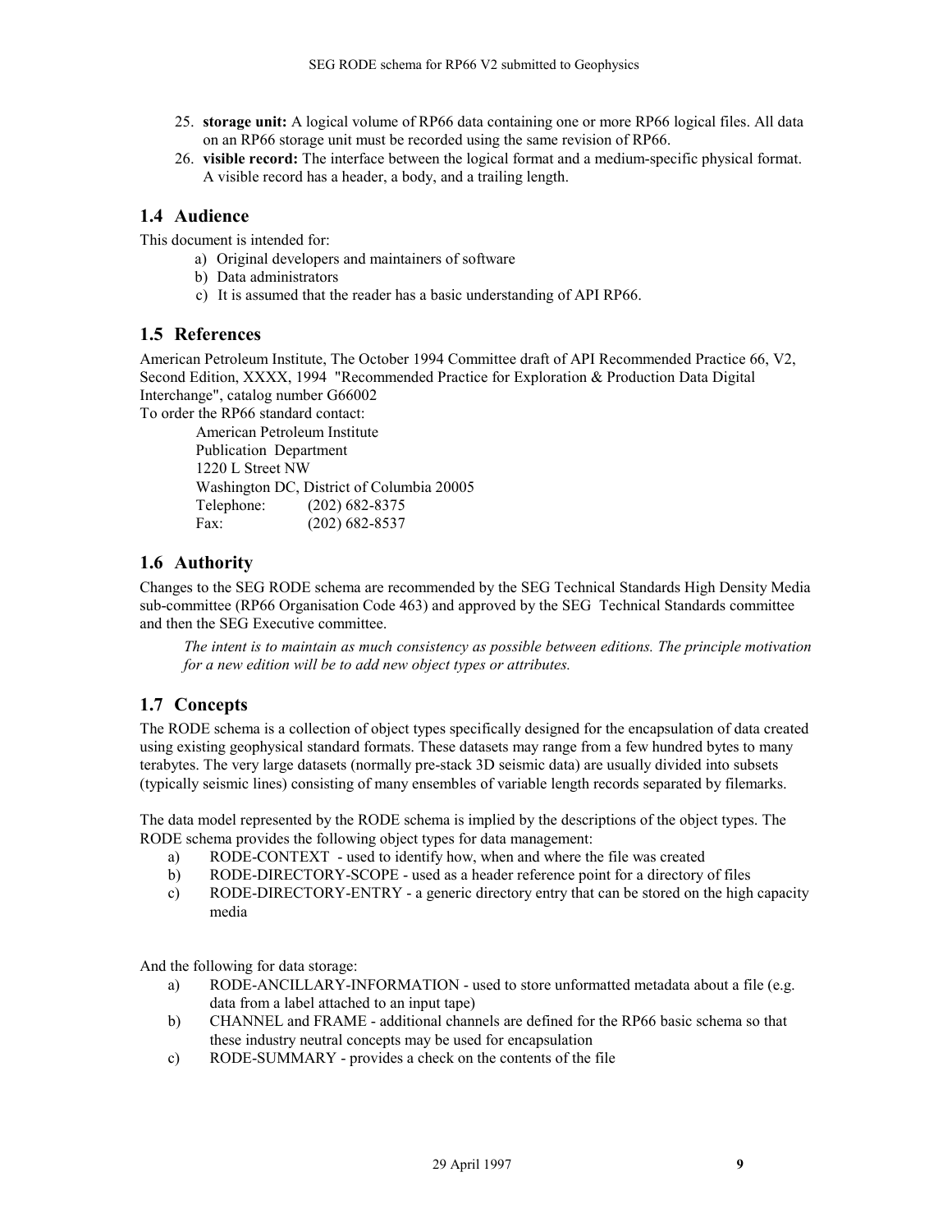25. **storage unit:** A logical volume of RP66 data containing one or more RP66 logical files. All data on an RP66 storage unit must be recorded using the same revision of RP66.
26. **visible record:** The interface between the logical format and a medium-specific physical format. A visible record has a header, a body, and a trailing length.

## 1.4 Audience

This document is intended for:

a) Original developers and maintainers of software
b) Data administrators
c) It is assumed that the reader has a basic understanding of API RP66.

## 1.5 References

American Petroleum Institute, The October 1994 Committee draft of API Recommended Practice 66, V2, Second Edition, XXXX, 1994 "Recommended Practice for Exploration & Production Data Digital Interchange", catalog number G66002

To order the RP66 standard contact:

American Petroleum Institute
Publication Department
1220 L Street NW
Washington DC, District of Columbia 20005
Telephone: (202) 682-8375
Fax: (202) 682-8537

## 1.6 Authority

Changes to the SEG RODE schema are recommended by the SEG Technical Standards High Density Media sub-committee (RP66 Organisation Code 463) and approved by the SEG Technical Standards committee and then the SEG Executive committee.

*The intent is to maintain as much consistency as possible between editions. The principle motivation for a new edition will be to add new object types or attributes.*

## 1.7 Concepts

The RODE schema is a collection of object types specifically designed for the encapsulation of data created using existing geophysical standard formats. These datasets may range from a few hundred bytes to many terabytes. The very large datasets (normally pre-stack 3D seismic data) are usually divided into subsets (typically seismic lines) consisting of many ensembles of variable length records separated by filemarks.

The data model represented by the RODE schema is implied by the descriptions of the object types. The RODE schema provides the following object types for data management:

a) RODE-CONTEXT - used to identify how, when and where the file was created
b) RODE-DIRECTORY-SCOPE - used as a header reference point for a directory of files
c) RODE-DIRECTORY-ENTRY - a generic directory entry that can be stored on the high capacity media

And the following for data storage:

a) RODE-ANCILLARY-INFORMATION - used to store unformatted metadata about a file (e.g. data from a label attached to an input tape)
b) CHANNEL and FRAME - additional channels are defined for the RP66 basic schema so that these industry neutral concepts may be used for encapsulation
c) RODE-SUMMARY - provides a check on the contents of the file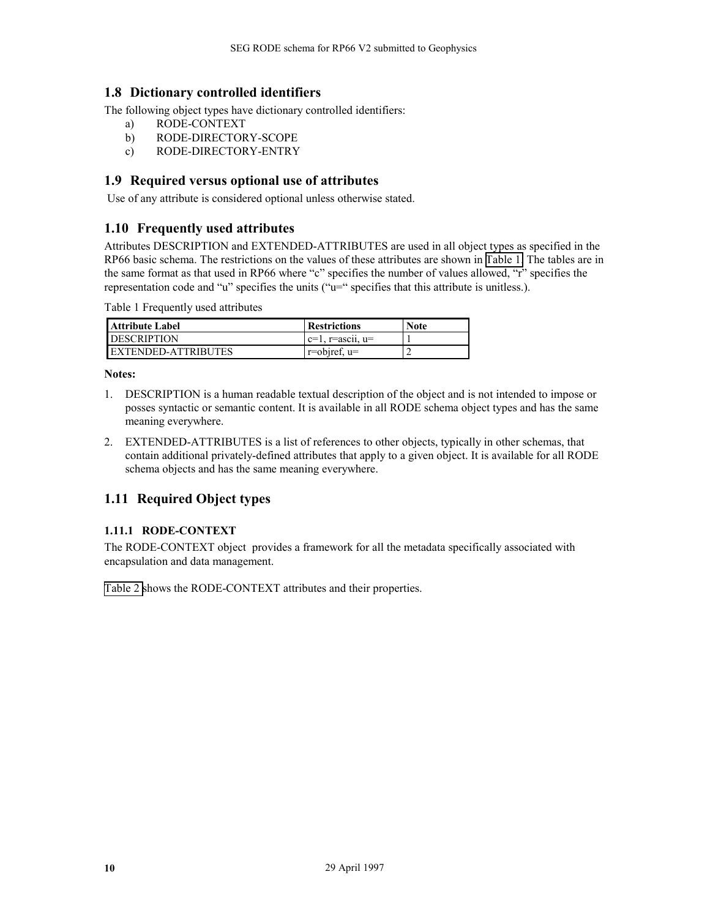## 1.8 Dictionary controlled identifiers

The following object types have dictionary controlled identifiers:

a) RODE-CONTEXT
b) RODE-DIRECTORY-SCOPE
c) RODE-DIRECTORY-ENTRY

## 1.9 Required versus optional use of attributes

Use of any attribute is considered optional unless otherwise stated.

## 1.10 Frequently used attributes

Attributes DESCRIPTION and EXTENDED-ATTRIBUTES are used in all object types as specified in the RP66 basic schema. The restrictions on the values of these attributes are shown in Table 1. The tables are in the same format as that used in RP66 where "c" specifies the number of values allowed, "r" specifies the representation code and "u" specifies the units ("u=" specifies that this attribute is unitless.).

Table 1 Frequently used attributes

| Attribute Label | Restrictions | Note |
|---|---|---|
| DESCRIPTION | c=1, r=ascii, u= | 1 |
| EXTENDED-ATTRIBUTES | r=objref, u= | 2 |

**Notes:**

1. DESCRIPTION is a human readable textual description of the object and is not intended to impose or posses syntactic or semantic content. It is available in all RODE schema object types and has the same meaning everywhere.
2. EXTENDED-ATTRIBUTES is a list of references to other objects, typically in other schemas, that contain additional privately-defined attributes that apply to a given object. It is available for all RODE schema objects and has the same meaning everywhere.

## 1.11 Required Object types

### 1.11.1 RODE-CONTEXT

The RODE-CONTEXT object provides a framework for all the metadata specifically associated with encapsulation and data management.

Table 2 shows the RODE-CONTEXT attributes and their properties.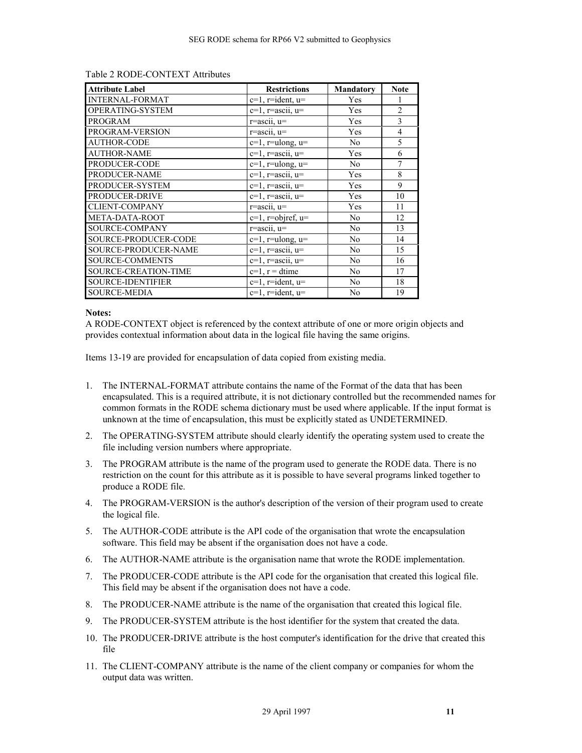Table 2 RODE-CONTEXT Attributes

| Attribute Label | Restrictions | Mandatory | Note |
|---|---|---|---|
| INTERNAL-FORMAT | c=1, r=ident, u= | Yes | 1 |
| OPERATING-SYSTEM | c=1, r=ascii, u= | Yes | 2 |
| PROGRAM | r=ascii, u= | Yes | 3 |
| PROGRAM-VERSION | r=ascii, u= | Yes | 4 |
| AUTHOR-CODE | c=1, r=ulong, u= | No | 5 |
| AUTHOR-NAME | c=1, r=ascii, u= | Yes | 6 |
| PRODUCER-CODE | c=1, r=ulong, u= | No | 7 |
| PRODUCER-NAME | c=1, r=ascii, u= | Yes | 8 |
| PRODUCER-SYSTEM | c=1, r=ascii, u= | Yes | 9 |
| PRODUCER-DRIVE | c=1, r=ascii, u= | Yes | 10 |
| CLIENT-COMPANY | r=ascii, u= | Yes | 11 |
| META-DATA-ROOT | c=1, r=objref, u= | No | 12 |
| SOURCE-COMPANY | r=ascii, u= | No | 13 |
| SOURCE-PRODUCER-CODE | c=1, r=ulong, u= | No | 14 |
| SOURCE-PRODUCER-NAME | c=1, r=ascii, u= | No | 15 |
| SOURCE-COMMENTS | c=1, r=ascii, u= | No | 16 |
| SOURCE-CREATION-TIME | c=1, r = dtime | No | 17 |
| SOURCE-IDENTIFIER | c=1, r=ident, u= | No | 18 |
| SOURCE-MEDIA | c=1, r=ident, u= | No | 19 |

**Notes:**

A RODE-CONTEXT object is referenced by the context attribute of one or more origin objects and provides contextual information about data in the logical file having the same origins.

Items 13-19 are provided for encapsulation of data copied from existing media.

1. The INTERNAL-FORMAT attribute contains the name of the Format of the data that has been encapsulated. This is a required attribute, it is not dictionary controlled but the recommended names for common formats in the RODE schema dictionary must be used where applicable. If the input format is unknown at the time of encapsulation, this must be explicitly stated as UNDETERMINED.
2. The OPERATING-SYSTEM attribute should clearly identify the operating system used to create the file including version numbers where appropriate.
3. The PROGRAM attribute is the name of the program used to generate the RODE data. There is no restriction on the count for this attribute as it is possible to have several programs linked together to produce a RODE file.
4. The PROGRAM-VERSION is the author's description of the version of their program used to create the logical file.
5. The AUTHOR-CODE attribute is the API code of the organisation that wrote the encapsulation software. This field may be absent if the organisation does not have a code.
6. The AUTHOR-NAME attribute is the organisation name that wrote the RODE implementation.
7. The PRODUCER-CODE attribute is the API code for the organisation that created this logical file. This field may be absent if the organisation does not have a code.
8. The PRODUCER-NAME attribute is the name of the organisation that created this logical file.
9. The PRODUCER-SYSTEM attribute is the host identifier for the system that created the data.
10. The PRODUCER-DRIVE attribute is the host computer's identification for the drive that created this file
11. The CLIENT-COMPANY attribute is the name of the client company or companies for whom the output data was written.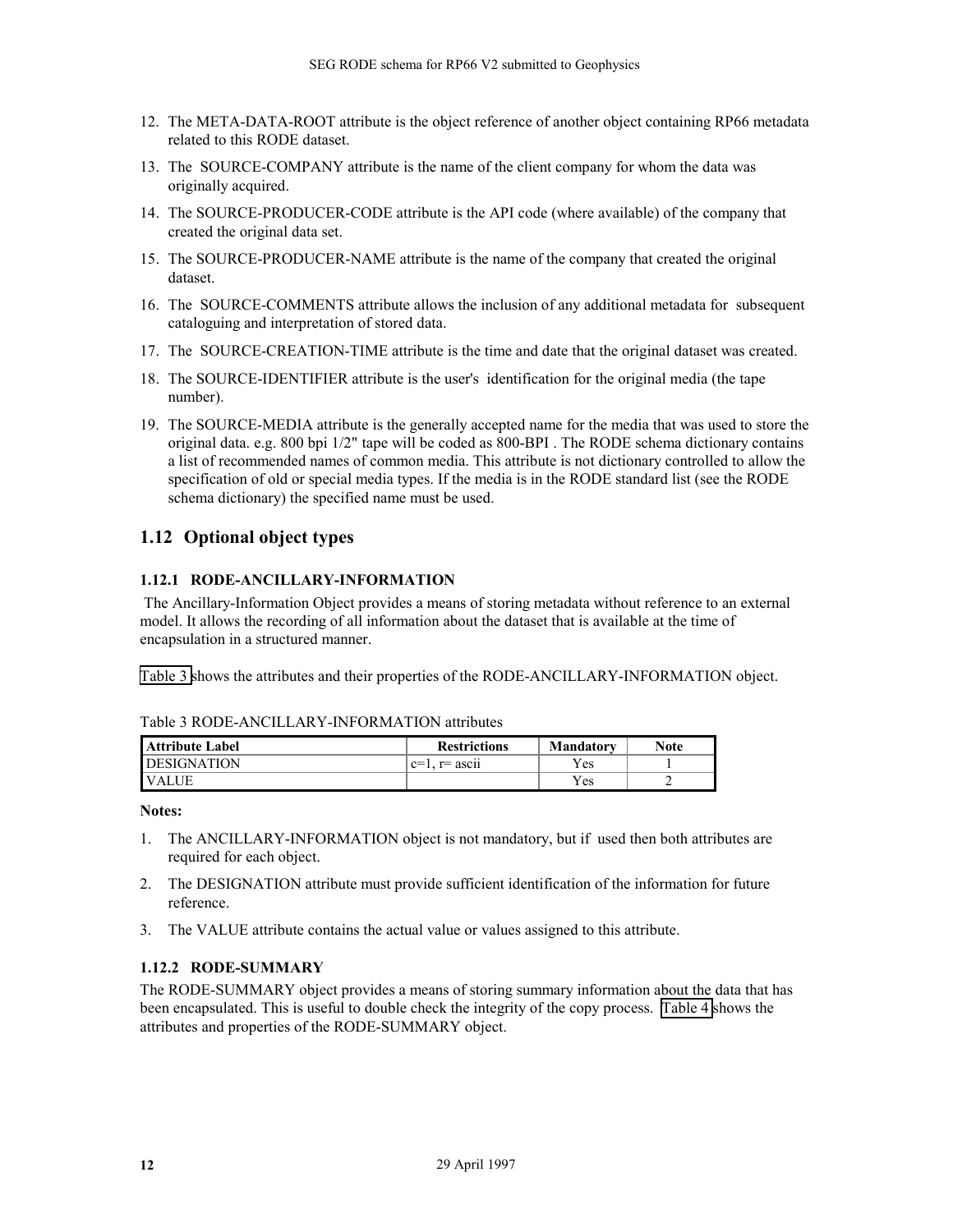12. The META-DATA-ROOT attribute is the object reference of another object containing RP66 metadata related to this RODE dataset.
13. The SOURCE-COMPANY attribute is the name of the client company for whom the data was originally acquired.
14. The SOURCE-PRODUCER-CODE attribute is the API code (where available) of the company that created the original data set.
15. The SOURCE-PRODUCER-NAME attribute is the name of the company that created the original dataset.
16. The SOURCE-COMMENTS attribute allows the inclusion of any additional metadata for subsequent cataloguing and interpretation of stored data.
17. The SOURCE-CREATION-TIME attribute is the time and date that the original dataset was created.
18. The SOURCE-IDENTIFIER attribute is the user's identification for the original media (the tape number).
19. The SOURCE-MEDIA attribute is the generally accepted name for the media that was used to store the original data. e.g. 800 bpi 1/2" tape will be coded as 800-BPI . The RODE schema dictionary contains a list of recommended names of common media. This attribute is not dictionary controlled to allow the specification of old or special media types. If the media is in the RODE standard list (see the RODE schema dictionary) the specified name must be used.

## 1.12 Optional object types

### 1.12.1 RODE-ANCILLARY-INFORMATION

The Ancillary-Information Object provides a means of storing metadata without reference to an external model. It allows the recording of all information about the dataset that is available at the time of encapsulation in a structured manner.

Table 3 shows the attributes and their properties of the RODE-ANCILLARY-INFORMATION object.

Table 3 RODE-ANCILLARY-INFORMATION attributes

| Attribute Label | Restrictions | Mandatory | Note |
|---|---|---|---|
| DESIGNATION | c=1, r= ascii | Yes | 1 |
| VALUE | | Yes | 2 |

**Notes:**

1. The ANCILLARY-INFORMATION object is not mandatory, but if used then both attributes are required for each object.
2. The DESIGNATION attribute must provide sufficient identification of the information for future reference.
3. The VALUE attribute contains the actual value or values assigned to this attribute.

### 1.12.2 RODE-SUMMARY

The RODE-SUMMARY object provides a means of storing summary information about the data that has been encapsulated. This is useful to double check the integrity of the copy process. Table 4 shows the attributes and properties of the RODE-SUMMARY object.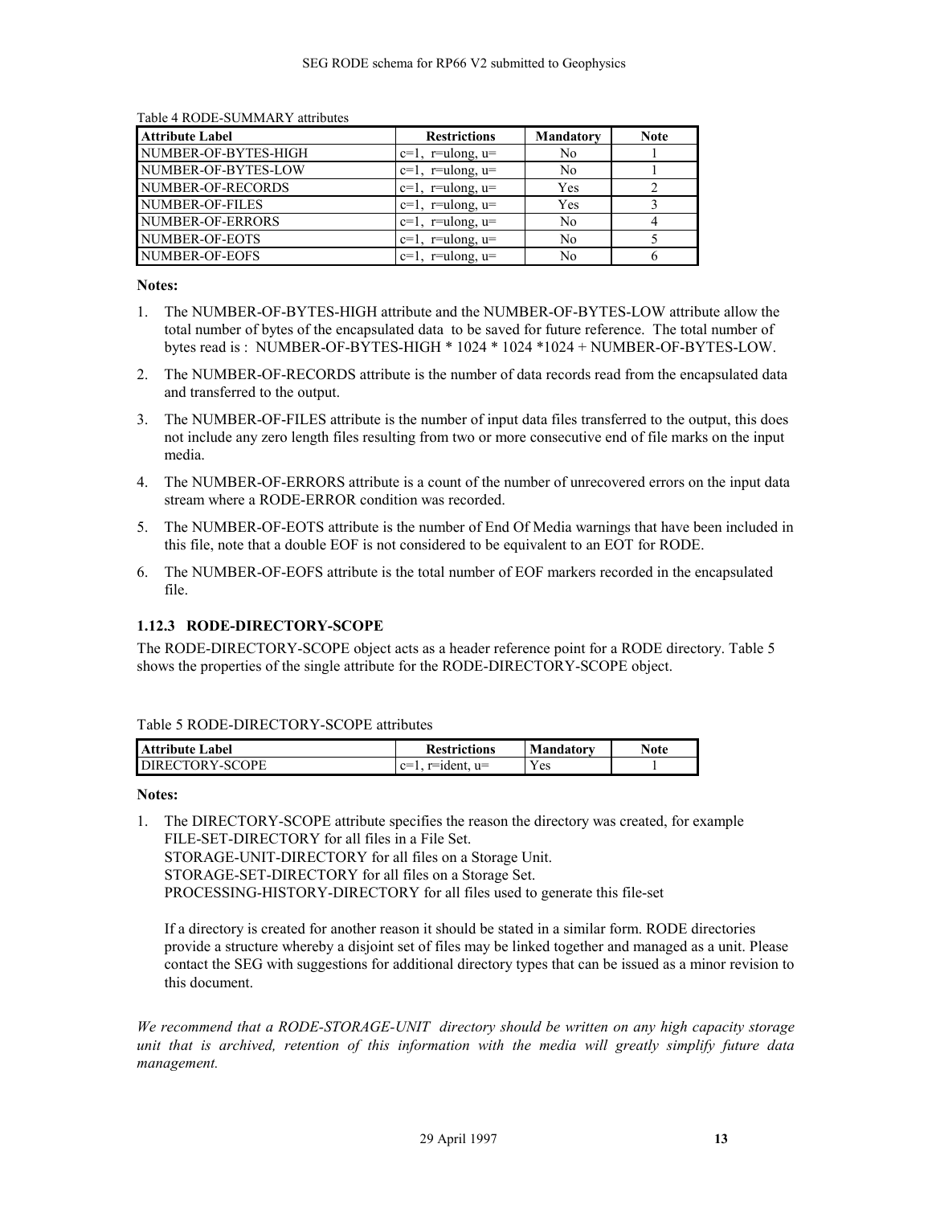Table 4 RODE-SUMMARY attributes

| Attribute Label | Restrictions | Mandatory | Note |
|---|---|---|---|
| NUMBER-OF-BYTES-HIGH | c=1, r=ulong, u= | No | 1 |
| NUMBER-OF-BYTES-LOW | c=1, r=ulong, u= | No | 1 |
| NUMBER-OF-RECORDS | c=1, r=ulong, u= | Yes | 2 |
| NUMBER-OF-FILES | c=1, r=ulong, u= | Yes | 3 |
| NUMBER-OF-ERRORS | c=1, r=ulong, u= | No | 4 |
| NUMBER-OF-EOTS | c=1, r=ulong, u= | No | 5 |
| NUMBER-OF-EOFS | c=1, r=ulong, u= | No | 6 |

**Notes:**

1. The NUMBER-OF-BYTES-HIGH attribute and the NUMBER-OF-BYTES-LOW attribute allow the total number of bytes of the encapsulated data to be saved for future reference. The total number of bytes read is : NUMBER-OF-BYTES-HIGH * 1024 * 1024 *1024 + NUMBER-OF-BYTES-LOW.
2. The NUMBER-OF-RECORDS attribute is the number of data records read from the encapsulated data and transferred to the output.
3. The NUMBER-OF-FILES attribute is the number of input data files transferred to the output, this does not include any zero length files resulting from two or more consecutive end of file marks on the input media.
4. The NUMBER-OF-ERRORS attribute is a count of the number of unrecovered errors on the input data stream where a RODE-ERROR condition was recorded.
5. The NUMBER-OF-EOTS attribute is the number of End Of Media warnings that have been included in this file, note that a double EOF is not considered to be equivalent to an EOT for RODE.
6. The NUMBER-OF-EOFS attribute is the total number of EOF markers recorded in the encapsulated file.

### 1.12.3 RODE-DIRECTORY-SCOPE

The RODE-DIRECTORY-SCOPE object acts as a header reference point for a RODE directory. Table 5 shows the properties of the single attribute for the RODE-DIRECTORY-SCOPE object.

Table 5 RODE-DIRECTORY-SCOPE attributes

| Attribute Label | Restrictions | Mandatory | Note |
|---|---|---|---|
| DIRECTORY-SCOPE | c=1, r=ident, u= | Yes | 1 |

**Notes:**

1. The DIRECTORY-SCOPE attribute specifies the reason the directory was created, for example
   FILE-SET-DIRECTORY for all files in a File Set.
   STORAGE-UNIT-DIRECTORY for all files on a Storage Unit.
   STORAGE-SET-DIRECTORY for all files on a Storage Set.
   PROCESSING-HISTORY-DIRECTORY for all files used to generate this file-set

   If a directory is created for another reason it should be stated in a similar form. RODE directories provide a structure whereby a disjoint set of files may be linked together and managed as a unit. Please contact the SEG with suggestions for additional directory types that can be issued as a minor revision to this document.

*We recommend that a RODE-STORAGE-UNIT directory should be written on any high capacity storage unit that is archived, retention of this information with the media will greatly simplify future data management.*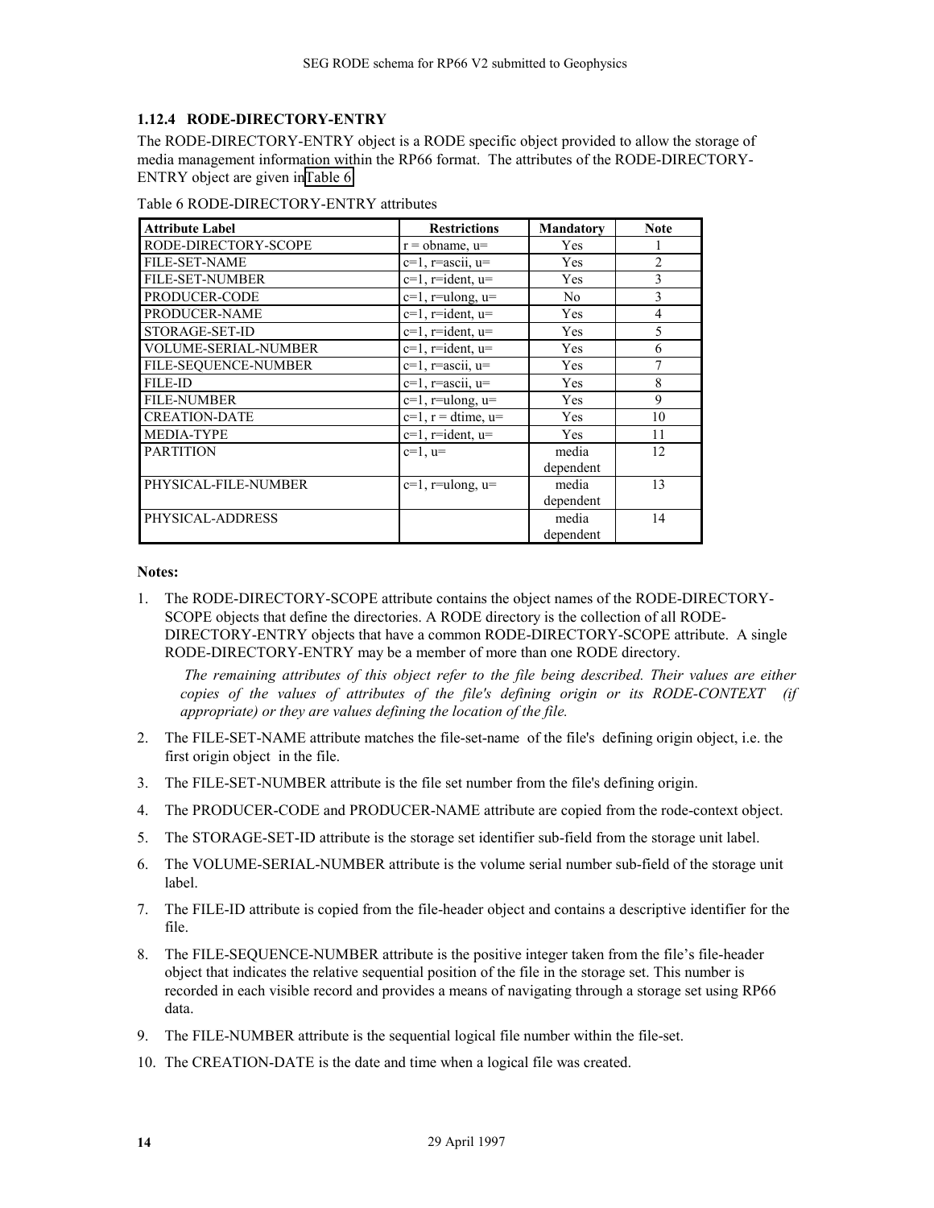### 1.12.4 RODE-DIRECTORY-ENTRY

The RODE-DIRECTORY-ENTRY object is a RODE specific object provided to allow the storage of media management information within the RP66 format. The attributes of the RODE-DIRECTORY-ENTRY object are given in Table 6

Table 6 RODE-DIRECTORY-ENTRY attributes

| Attribute Label | Restrictions | Mandatory | Note |
|---|---|---|---|
| RODE-DIRECTORY-SCOPE | r = obname, u= | Yes | 1 |
| FILE-SET-NAME | c=1, r=ascii, u= | Yes | 2 |
| FILE-SET-NUMBER | c=1, r=ident, u= | Yes | 3 |
| PRODUCER-CODE | c=1, r=ulong, u= | No | 3 |
| PRODUCER-NAME | c=1, r=ident, u= | Yes | 4 |
| STORAGE-SET-ID | c=1, r=ident, u= | Yes | 5 |
| VOLUME-SERIAL-NUMBER | c=1, r=ident, u= | Yes | 6 |
| FILE-SEQUENCE-NUMBER | c=1, r=ascii, u= | Yes | 7 |
| FILE-ID | c=1, r=ascii, u= | Yes | 8 |
| FILE-NUMBER | c=1, r=ulong, u= | Yes | 9 |
| CREATION-DATE | c=1, r = dtime, u= | Yes | 10 |
| MEDIA-TYPE | c=1, r=ident, u= | Yes | 11 |
| PARTITION | c=1, u= | media dependent | 12 |
| PHYSICAL-FILE-NUMBER | c=1, r=ulong, u= | media dependent | 13 |
| PHYSICAL-ADDRESS | | media dependent | 14 |

**Notes:**

1. The RODE-DIRECTORY-SCOPE attribute contains the object names of the RODE-DIRECTORY-SCOPE objects that define the directories. A RODE directory is the collection of all RODE-DIRECTORY-ENTRY objects that have a common RODE-DIRECTORY-SCOPE attribute. A single RODE-DIRECTORY-ENTRY may be a member of more than one RODE directory.

   *The remaining attributes of this object refer to the file being described. Their values are either copies of the values of attributes of the file's defining origin or its RODE-CONTEXT (if appropriate) or they are values defining the location of the file.*

2. The FILE-SET-NAME attribute matches the file-set-name of the file's defining origin object, i.e. the first origin object in the file.
3. The FILE-SET-NUMBER attribute is the file set number from the file's defining origin.
4. The PRODUCER-CODE and PRODUCER-NAME attribute are copied from the rode-context object.
5. The STORAGE-SET-ID attribute is the storage set identifier sub-field from the storage unit label.
6. The VOLUME-SERIAL-NUMBER attribute is the volume serial number sub-field of the storage unit label.
7. The FILE-ID attribute is copied from the file-header object and contains a descriptive identifier for the file.
8. The FILE-SEQUENCE-NUMBER attribute is the positive integer taken from the file's file-header object that indicates the relative sequential position of the file in the storage set. This number is recorded in each visible record and provides a means of navigating through a storage set using RP66 data.
9. The FILE-NUMBER attribute is the sequential logical file number within the file-set.
10. The CREATION-DATE is the date and time when a logical file was created.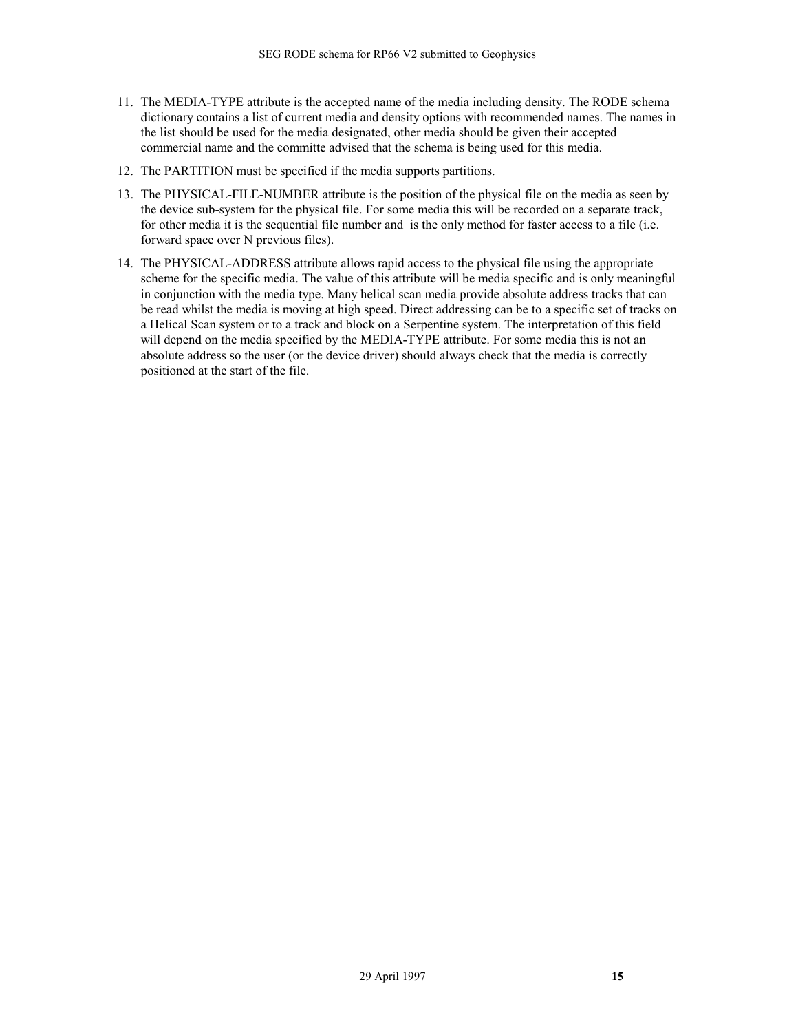11. The MEDIA-TYPE attribute is the accepted name of the media including density. The RODE schema dictionary contains a list of current media and density options with recommended names. The names in the list should be used for the media designated, other media should be given their accepted commercial name and the committe advised that the schema is being used for this media.

12. The PARTITION must be specified if the media supports partitions.

13. The PHYSICAL-FILE-NUMBER attribute is the position of the physical file on the media as seen by the device sub-system for the physical file. For some media this will be recorded on a separate track, for other media it is the sequential file number and is the only method for faster access to a file (i.e. forward space over N previous files).

14. The PHYSICAL-ADDRESS attribute allows rapid access to the physical file using the appropriate scheme for the specific media. The value of this attribute will be media specific and is only meaningful in conjunction with the media type. Many helical scan media provide absolute address tracks that can be read whilst the media is moving at high speed. Direct addressing can be to a specific set of tracks on a Helical Scan system or to a track and block on a Serpentine system. The interpretation of this field will depend on the media specified by the MEDIA-TYPE attribute. For some media this is not an absolute address so the user (or the device driver) should always check that the media is correctly positioned at the start of the file.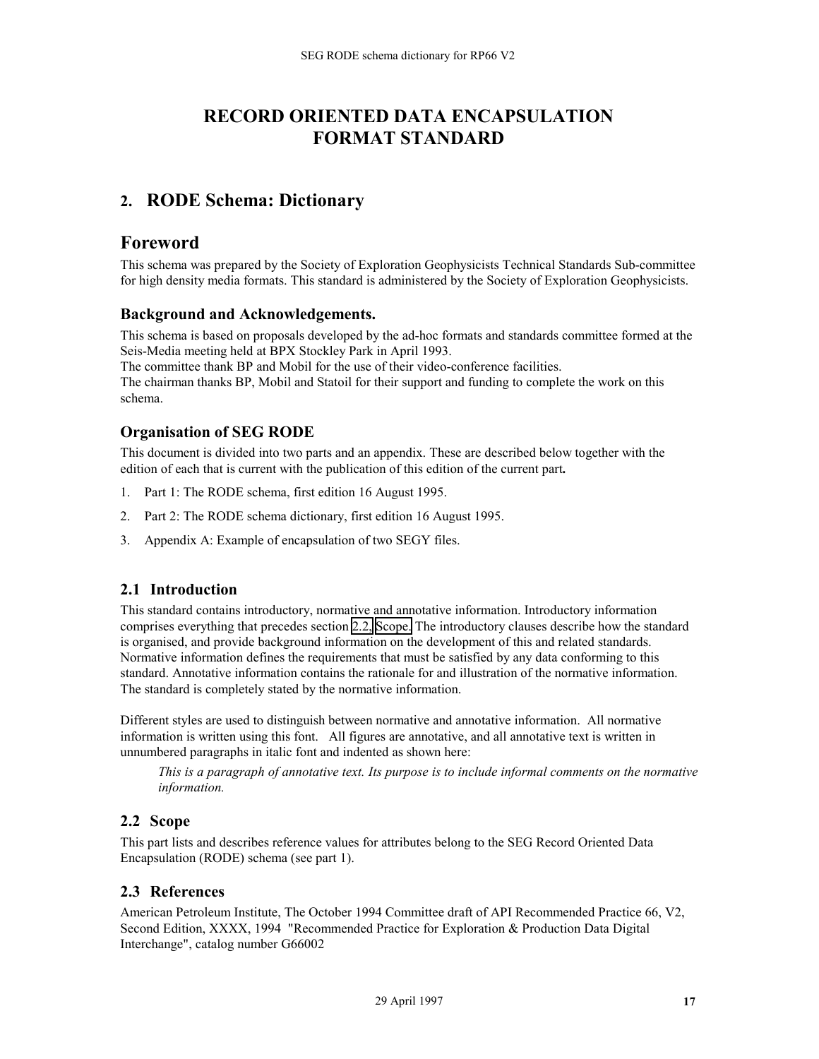# RECORD ORIENTED DATA ENCAPSULATION FORMAT STANDARD

## 2. RODE Schema: Dictionary

## Foreword

This schema was prepared by the Society of Exploration Geophysicists Technical Standards Sub-committee for high density media formats. This standard is administered by the Society of Exploration Geophysicists.

### Background and Acknowledgements.

This schema is based on proposals developed by the ad-hoc formats and standards committee formed at the Seis-Media meeting held at BPX Stockley Park in April 1993.
The committee thank BP and Mobil for the use of their video-conference facilities.
The chairman thanks BP, Mobil and Statoil for their support and funding to complete the work on this schema.

### Organisation of SEG RODE

This document is divided into two parts and an appendix. These are described below together with the edition of each that is current with the publication of this edition of the current part**.**

1. Part 1: The RODE schema, first edition 16 August 1995.
2. Part 2: The RODE schema dictionary, first edition 16 August 1995.
3. Appendix A: Example of encapsulation of two SEGY files.

### 2.1 Introduction

This standard contains introductory, normative and annotative information. Introductory information comprises everything that precedes section 2.2, Scope. The introductory clauses describe how the standard is organised, and provide background information on the development of this and related standards. Normative information defines the requirements that must be satisfied by any data conforming to this standard. Annotative information contains the rationale for and illustration of the normative information. The standard is completely stated by the normative information.

Different styles are used to distinguish between normative and annotative information. All normative information is written using this font. All figures are annotative, and all annotative text is written in unnumbered paragraphs in italic font and indented as shown here:

> *This is a paragraph of annotative text. Its purpose is to include informal comments on the normative information.*

### 2.2 Scope

This part lists and describes reference values for attributes belong to the SEG Record Oriented Data Encapsulation (RODE) schema (see part 1).

### 2.3 References

American Petroleum Institute, The October 1994 Committee draft of API Recommended Practice 66, V2, Second Edition, XXXX, 1994 "Recommended Practice for Exploration & Production Data Digital Interchange", catalog number G66002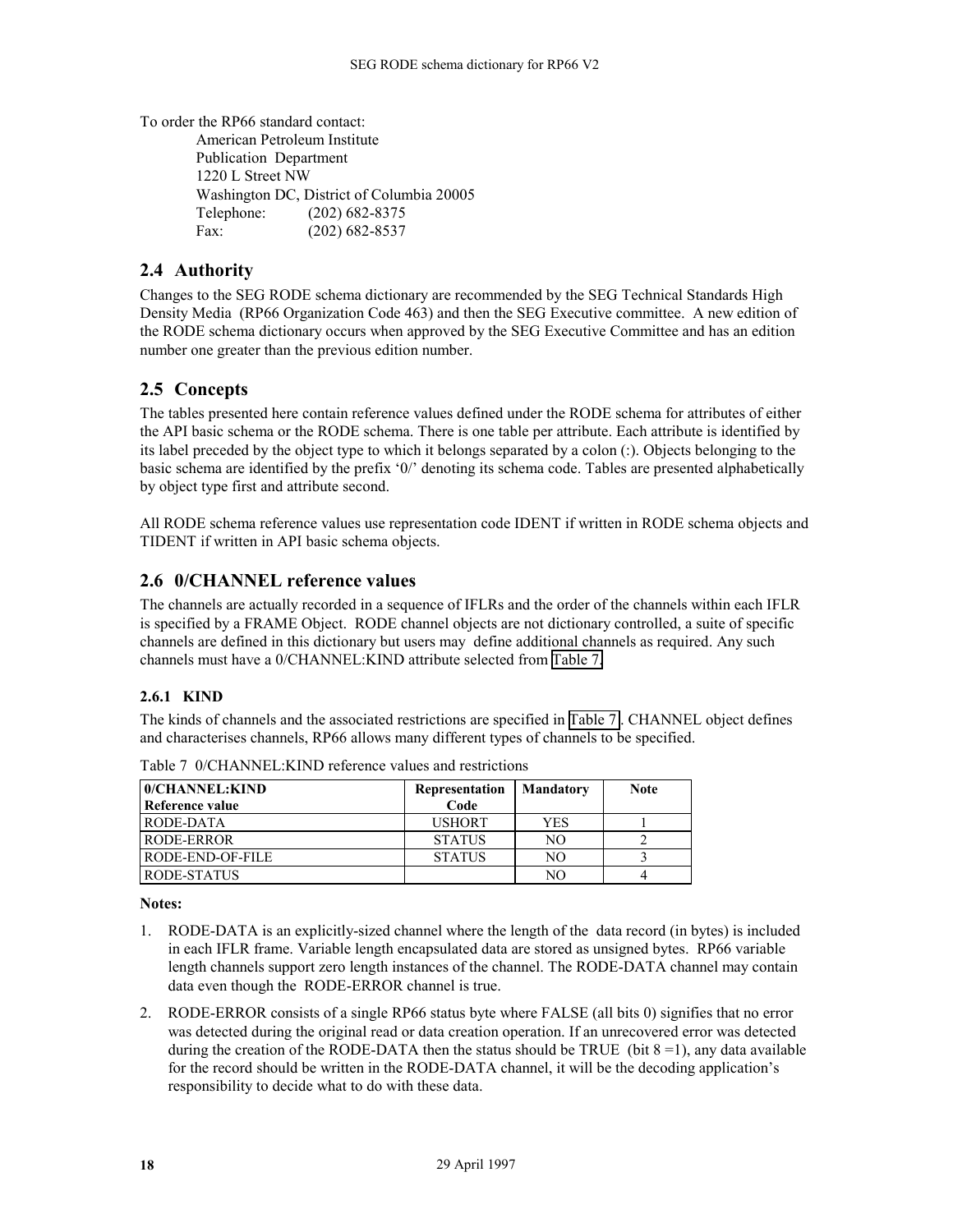To order the RP66 standard contact:

American Petroleum Institute
Publication Department
1220 L Street NW
Washington DC, District of Columbia 20005
Telephone: (202) 682-8375
Fax: (202) 682-8537

## 2.4 Authority

Changes to the SEG RODE schema dictionary are recommended by the SEG Technical Standards High Density Media (RP66 Organization Code 463) and then the SEG Executive committee. A new edition of the RODE schema dictionary occurs when approved by the SEG Executive Committee and has an edition number one greater than the previous edition number.

## 2.5 Concepts

The tables presented here contain reference values defined under the RODE schema for attributes of either the API basic schema or the RODE schema. There is one table per attribute. Each attribute is identified by its label preceded by the object type to which it belongs separated by a colon (:). Objects belonging to the basic schema are identified by the prefix '0/' denoting its schema code. Tables are presented alphabetically by object type first and attribute second.

All RODE schema reference values use representation code IDENT if written in RODE schema objects and TIDENT if written in API basic schema objects.

## 2.6 0/CHANNEL reference values

The channels are actually recorded in a sequence of IFLRs and the order of the channels within each IFLR is specified by a FRAME Object. RODE channel objects are not dictionary controlled, a suite of specific channels are defined in this dictionary but users may define additional channels as required. Any such channels must have a 0/CHANNEL:KIND attribute selected from Table 7.

### 2.6.1 KIND

The kinds of channels and the associated restrictions are specified in Table 7 . CHANNEL object defines and characterises channels, RP66 allows many different types of channels to be specified.

Table 7 0/CHANNEL:KIND reference values and restrictions

| 0/CHANNEL:KIND Reference value | Representation Code | Mandatory | Note |
|---|---|---|---|
| RODE-DATA | USHORT | YES | 1 |
| RODE-ERROR | STATUS | NO | 2 |
| RODE-END-OF-FILE | STATUS | NO | 3 |
| RODE-STATUS | | NO | 4 |

**Notes:**

1. RODE-DATA is an explicitly-sized channel where the length of the data record (in bytes) is included in each IFLR frame. Variable length encapsulated data are stored as unsigned bytes. RP66 variable length channels support zero length instances of the channel. The RODE-DATA channel may contain data even though the RODE-ERROR channel is true.
2. RODE-ERROR consists of a single RP66 status byte where FALSE (all bits 0) signifies that no error was detected during the original read or data creation operation. If an unrecovered error was detected during the creation of the RODE-DATA then the status should be TRUE (bit 8 =1), any data available for the record should be written in the RODE-DATA channel, it will be the decoding application's responsibility to decide what to do with these data.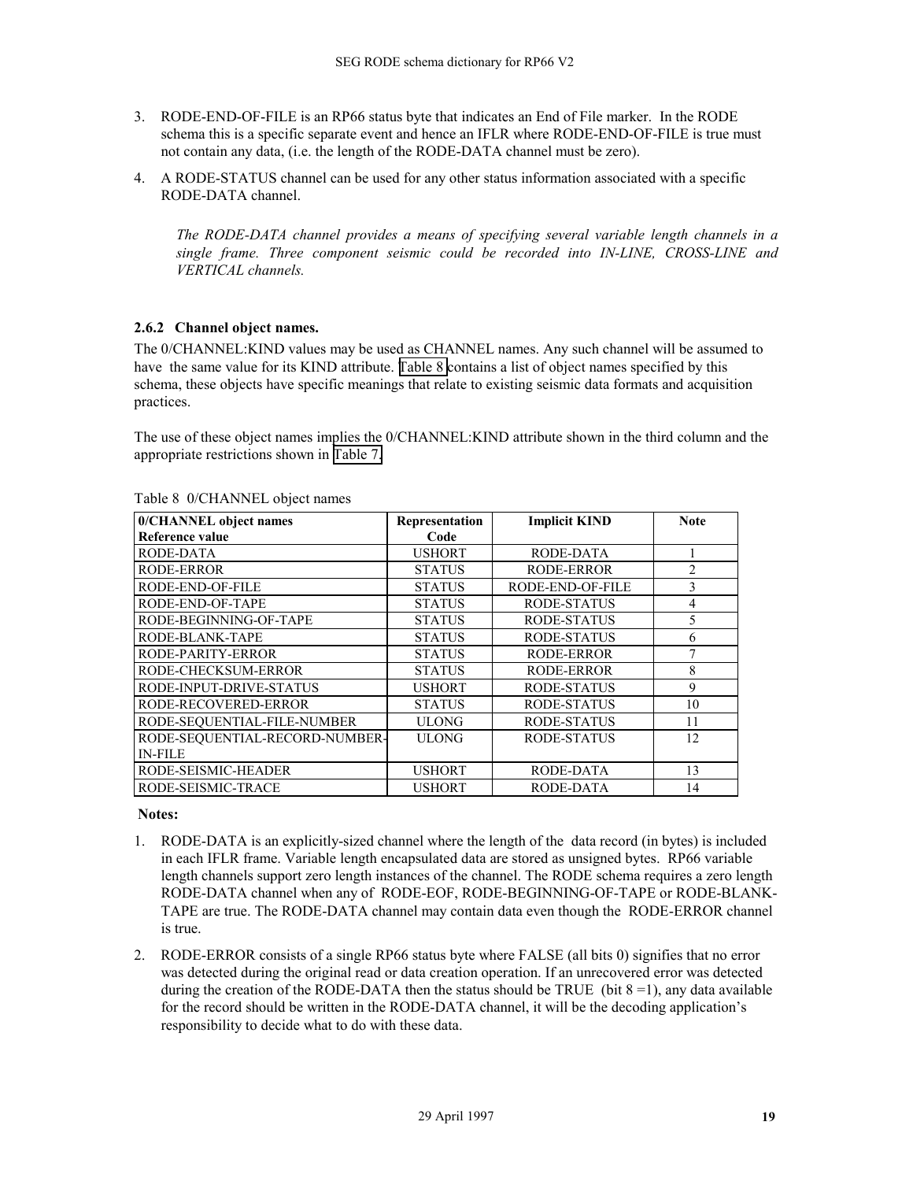3. RODE-END-OF-FILE is an RP66 status byte that indicates an End of File marker. In the RODE schema this is a specific separate event and hence an IFLR where RODE-END-OF-FILE is true must not contain any data, (i.e. the length of the RODE-DATA channel must be zero).

4. A RODE-STATUS channel can be used for any other status information associated with a specific RODE-DATA channel.

*The RODE-DATA channel provides a means of specifying several variable length channels in a single frame. Three component seismic could be recorded into IN-LINE, CROSS-LINE and VERTICAL channels.*

### 2.6.2 Channel object names.

The 0/CHANNEL:KIND values may be used as CHANNEL names. Any such channel will be assumed to have the same value for its KIND attribute. Table 8 contains a list of object names specified by this schema, these objects have specific meanings that relate to existing seismic data formats and acquisition practices.

The use of these object names implies the 0/CHANNEL:KIND attribute shown in the third column and the appropriate restrictions shown in Table 7.

Table 8 0/CHANNEL object names

| 0/CHANNEL object names Reference value | Representation Code | Implicit KIND | Note |
|---|---|---|---|
| RODE-DATA | USHORT | RODE-DATA | 1 |
| RODE-ERROR | STATUS | RODE-ERROR | 2 |
| RODE-END-OF-FILE | STATUS | RODE-END-OF-FILE | 3 |
| RODE-END-OF-TAPE | STATUS | RODE-STATUS | 4 |
| RODE-BEGINNING-OF-TAPE | STATUS | RODE-STATUS | 5 |
| RODE-BLANK-TAPE | STATUS | RODE-STATUS | 6 |
| RODE-PARITY-ERROR | STATUS | RODE-ERROR | 7 |
| RODE-CHECKSUM-ERROR | STATUS | RODE-ERROR | 8 |
| RODE-INPUT-DRIVE-STATUS | USHORT | RODE-STATUS | 9 |
| RODE-RECOVERED-ERROR | STATUS | RODE-STATUS | 10 |
| RODE-SEQUENTIAL-FILE-NUMBER | ULONG | RODE-STATUS | 11 |
| RODE-SEQUENTIAL-RECORD-NUMBER-IN-FILE | ULONG | RODE-STATUS | 12 |
| RODE-SEISMIC-HEADER | USHORT | RODE-DATA | 13 |
| RODE-SEISMIC-TRACE | USHORT | RODE-DATA | 14 |

**Notes:**

1. RODE-DATA is an explicitly-sized channel where the length of the data record (in bytes) is included in each IFLR frame. Variable length encapsulated data are stored as unsigned bytes. RP66 variable length channels support zero length instances of the channel. The RODE schema requires a zero length RODE-DATA channel when any of RODE-EOF, RODE-BEGINNING-OF-TAPE or RODE-BLANK-TAPE are true. The RODE-DATA channel may contain data even though the RODE-ERROR channel is true.

2. RODE-ERROR consists of a single RP66 status byte where FALSE (all bits 0) signifies that no error was detected during the original read or data creation operation. If an unrecovered error was detected during the creation of the RODE-DATA then the status should be TRUE (bit 8 =1), any data available for the record should be written in the RODE-DATA channel, it will be the decoding application's responsibility to decide what to do with these data.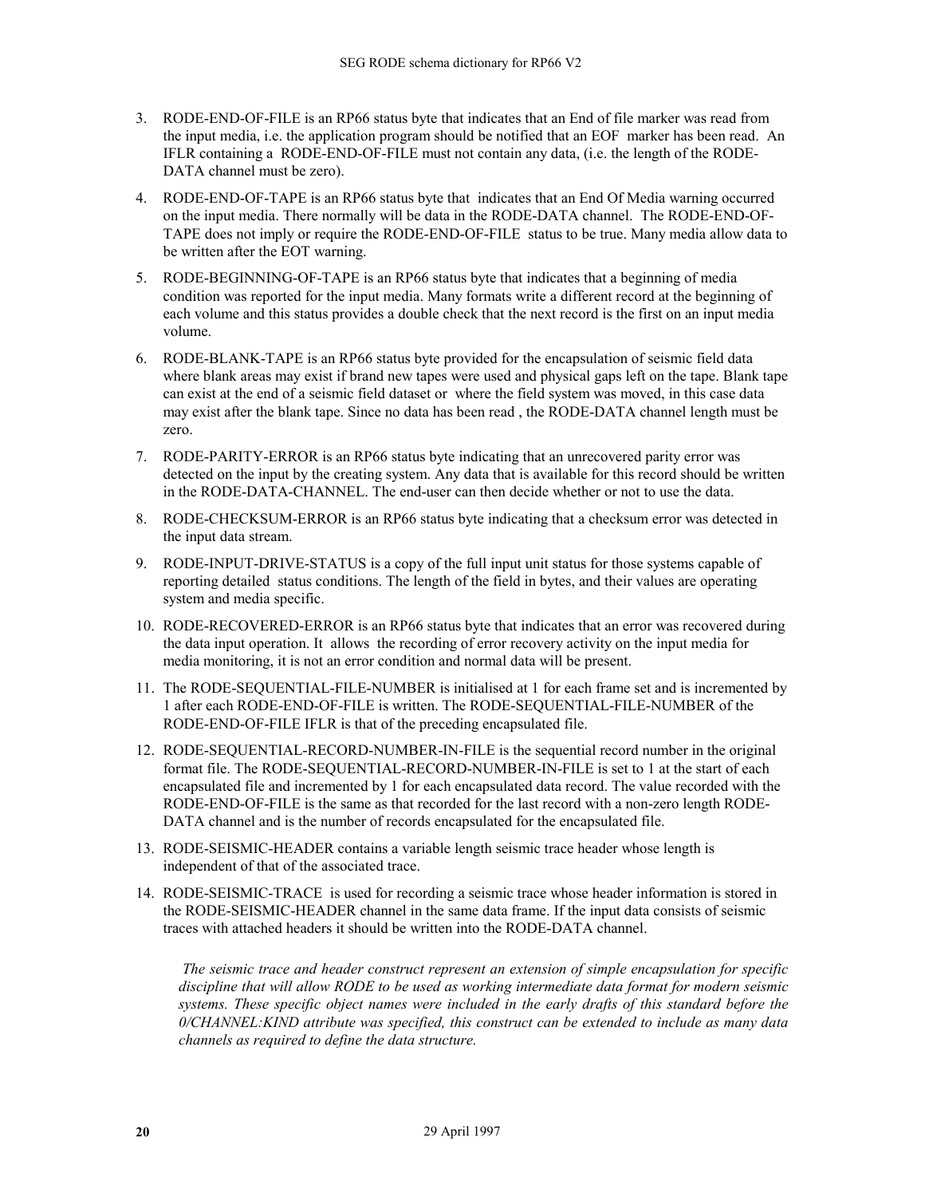3. RODE-END-OF-FILE is an RP66 status byte that indicates that an End of file marker was read from the input media, i.e. the application program should be notified that an EOF marker has been read. An IFLR containing a RODE-END-OF-FILE must not contain any data, (i.e. the length of the RODE-DATA channel must be zero).

4. RODE-END-OF-TAPE is an RP66 status byte that indicates that an End Of Media warning occurred on the input media. There normally will be data in the RODE-DATA channel. The RODE-END-OF-TAPE does not imply or require the RODE-END-OF-FILE status to be true. Many media allow data to be written after the EOT warning.

5. RODE-BEGINNING-OF-TAPE is an RP66 status byte that indicates that a beginning of media condition was reported for the input media. Many formats write a different record at the beginning of each volume and this status provides a double check that the next record is the first on an input media volume.

6. RODE-BLANK-TAPE is an RP66 status byte provided for the encapsulation of seismic field data where blank areas may exist if brand new tapes were used and physical gaps left on the tape. Blank tape can exist at the end of a seismic field dataset or where the field system was moved, in this case data may exist after the blank tape. Since no data has been read , the RODE-DATA channel length must be zero.

7. RODE-PARITY-ERROR is an RP66 status byte indicating that an unrecovered parity error was detected on the input by the creating system. Any data that is available for this record should be written in the RODE-DATA-CHANNEL. The end-user can then decide whether or not to use the data.

8. RODE-CHECKSUM-ERROR is an RP66 status byte indicating that a checksum error was detected in the input data stream.

9. RODE-INPUT-DRIVE-STATUS is a copy of the full input unit status for those systems capable of reporting detailed status conditions. The length of the field in bytes, and their values are operating system and media specific.

10. RODE-RECOVERED-ERROR is an RP66 status byte that indicates that an error was recovered during the data input operation. It allows the recording of error recovery activity on the input media for media monitoring, it is not an error condition and normal data will be present.

11. The RODE-SEQUENTIAL-FILE-NUMBER is initialised at 1 for each frame set and is incremented by 1 after each RODE-END-OF-FILE is written. The RODE-SEQUENTIAL-FILE-NUMBER of the RODE-END-OF-FILE IFLR is that of the preceding encapsulated file.

12. RODE-SEQUENTIAL-RECORD-NUMBER-IN-FILE is the sequential record number in the original format file. The RODE-SEQUENTIAL-RECORD-NUMBER-IN-FILE is set to 1 at the start of each encapsulated file and incremented by 1 for each encapsulated data record. The value recorded with the RODE-END-OF-FILE is the same as that recorded for the last record with a non-zero length RODE-DATA channel and is the number of records encapsulated for the encapsulated file.

13. RODE-SEISMIC-HEADER contains a variable length seismic trace header whose length is independent of that of the associated trace.

14. RODE-SEISMIC-TRACE is used for recording a seismic trace whose header information is stored in the RODE-SEISMIC-HEADER channel in the same data frame. If the input data consists of seismic traces with attached headers it should be written into the RODE-DATA channel.

*The seismic trace and header construct represent an extension of simple encapsulation for specific discipline that will allow RODE to be used as working intermediate data format for modern seismic systems. These specific object names were included in the early drafts of this standard before the 0/CHANNEL:KIND attribute was specified, this construct can be extended to include as many data channels as required to define the data structure.*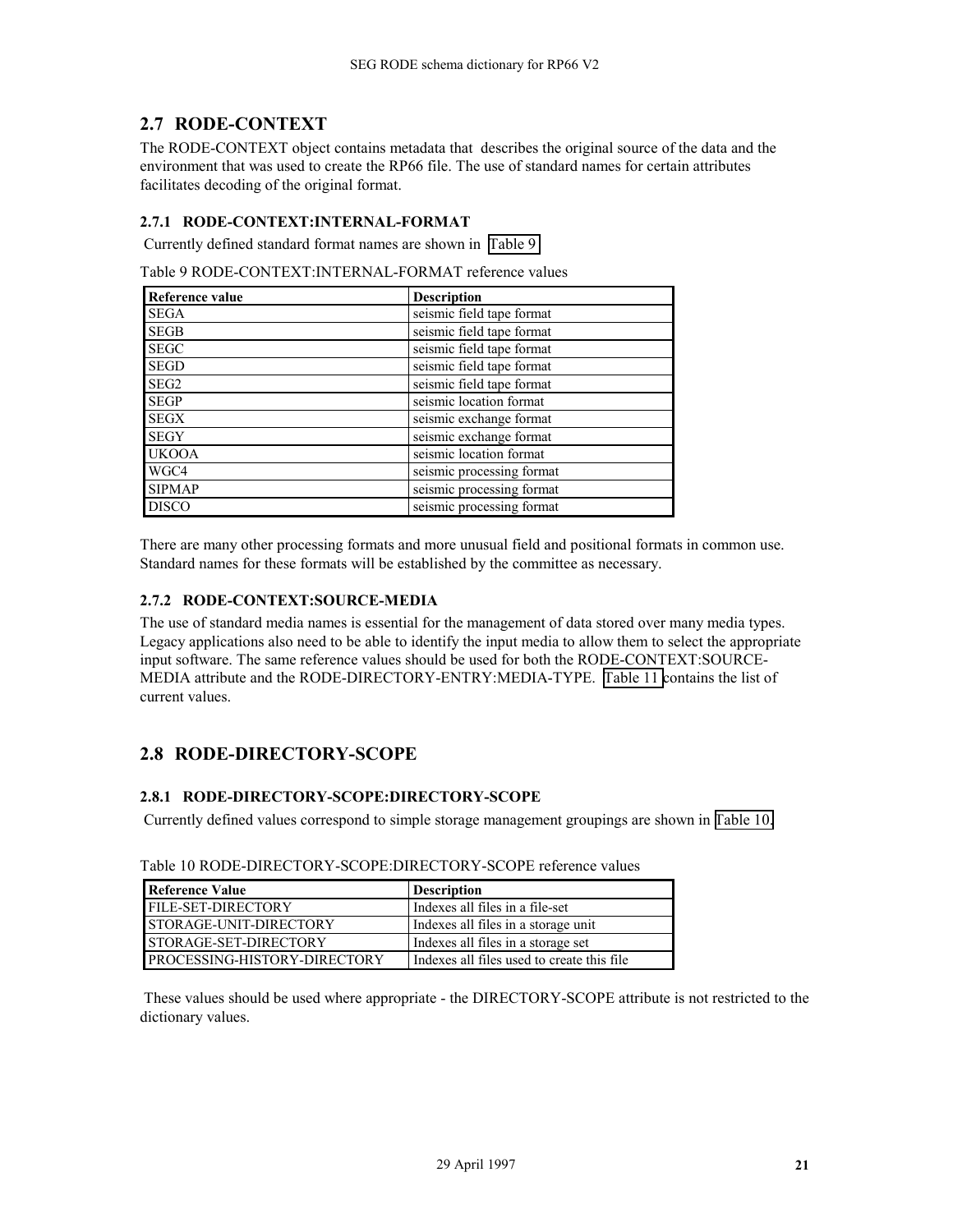## 2.7 RODE-CONTEXT

The RODE-CONTEXT object contains metadata that describes the original source of the data and the environment that was used to create the RP66 file. The use of standard names for certain attributes facilitates decoding of the original format.

### 2.7.1 RODE-CONTEXT:INTERNAL-FORMAT

Currently defined standard format names are shown in Table 9.

Table 9 RODE-CONTEXT:INTERNAL-FORMAT reference values

| Reference value | Description |
|---|---|
| SEGA | seismic field tape format |
| SEGB | seismic field tape format |
| SEGC | seismic field tape format |
| SEGD | seismic field tape format |
| SEG2 | seismic field tape format |
| SEGP | seismic location format |
| SEGX | seismic exchange format |
| SEGY | seismic exchange format |
| UKOOA | seismic location format |
| WGC4 | seismic processing format |
| SIPMAP | seismic processing format |
| DISCO | seismic processing format |

There are many other processing formats and more unusual field and positional formats in common use. Standard names for these formats will be established by the committee as necessary.

### 2.7.2 RODE-CONTEXT:SOURCE-MEDIA

The use of standard media names is essential for the management of data stored over many media types. Legacy applications also need to be able to identify the input media to allow them to select the appropriate input software. The same reference values should be used for both the RODE-CONTEXT:SOURCE-MEDIA attribute and the RODE-DIRECTORY-ENTRY:MEDIA-TYPE. Table 11 contains the list of current values.

## 2.8 RODE-DIRECTORY-SCOPE

### 2.8.1 RODE-DIRECTORY-SCOPE:DIRECTORY-SCOPE

Currently defined values correspond to simple storage management groupings are shown in Table 10.

Table 10 RODE-DIRECTORY-SCOPE:DIRECTORY-SCOPE reference values

| Reference Value | Description |
|---|---|
| FILE-SET-DIRECTORY | Indexes all files in a file-set |
| STORAGE-UNIT-DIRECTORY | Indexes all files in a storage unit |
| STORAGE-SET-DIRECTORY | Indexes all files in a storage set |
| PROCESSING-HISTORY-DIRECTORY | Indexes all files used to create this file |

These values should be used where appropriate - the DIRECTORY-SCOPE attribute is not restricted to the dictionary values.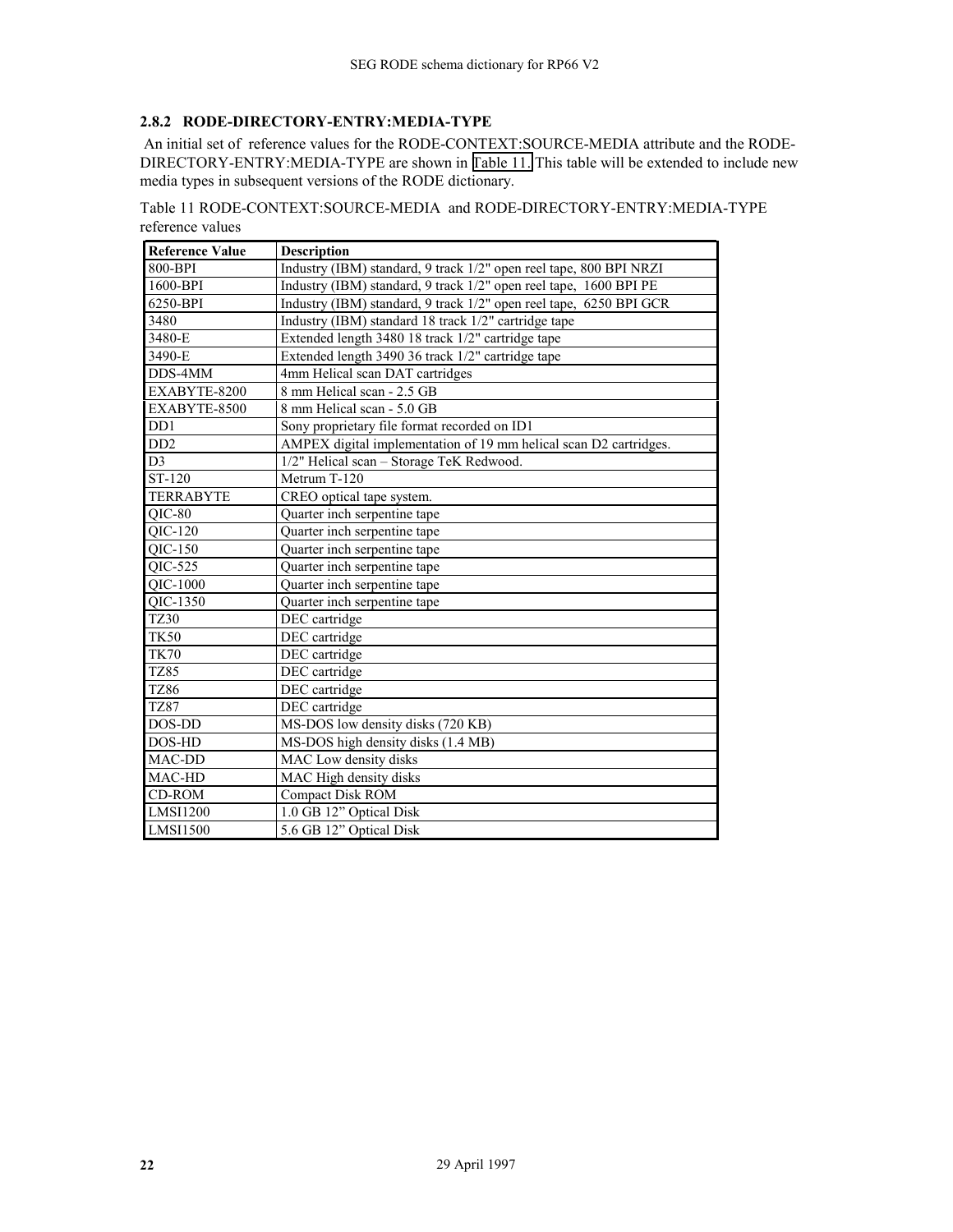### 2.8.2 RODE-DIRECTORY-ENTRY:MEDIA-TYPE

An initial set of reference values for the RODE-CONTEXT:SOURCE-MEDIA attribute and the RODE-DIRECTORY-ENTRY:MEDIA-TYPE are shown in Table 11. This table will be extended to include new media types in subsequent versions of the RODE dictionary.

Table 11 RODE-CONTEXT:SOURCE-MEDIA and RODE-DIRECTORY-ENTRY:MEDIA-TYPE reference values

| Reference Value | Description |
|---|---|
| 800-BPI | Industry (IBM) standard, 9 track 1/2" open reel tape, 800 BPI NRZI |
| 1600-BPI | Industry (IBM) standard, 9 track 1/2" open reel tape, 1600 BPI PE |
| 6250-BPI | Industry (IBM) standard, 9 track 1/2" open reel tape, 6250 BPI GCR |
| 3480 | Industry (IBM) standard 18 track 1/2" cartridge tape |
| 3480-E | Extended length 3480 18 track 1/2" cartridge tape |
| 3490-E | Extended length 3490 36 track 1/2" cartridge tape |
| DDS-4MM | 4mm Helical scan DAT cartridges |
| EXABYTE-8200 | 8 mm Helical scan - 2.5 GB |
| EXABYTE-8500 | 8 mm Helical scan - 5.0 GB |
| DD1 | Sony proprietary file format recorded on ID1 |
| DD2 | AMPEX digital implementation of 19 mm helical scan D2 cartridges. |
| D3 | 1/2" Helical scan – Storage TeK Redwood. |
| ST-120 | Metrum T-120 |
| TERRABYTE | CREO optical tape system. |
| QIC-80 | Quarter inch serpentine tape |
| QIC-120 | Quarter inch serpentine tape |
| QIC-150 | Quarter inch serpentine tape |
| QIC-525 | Quarter inch serpentine tape |
| QIC-1000 | Quarter inch serpentine tape |
| QIC-1350 | Quarter inch serpentine tape |
| TZ30 | DEC cartridge |
| TK50 | DEC cartridge |
| TK70 | DEC cartridge |
| TZ85 | DEC cartridge |
| TZ86 | DEC cartridge |
| TZ87 | DEC cartridge |
| DOS-DD | MS-DOS low density disks (720 KB) |
| DOS-HD | MS-DOS high density disks (1.4 MB) |
| MAC-DD | MAC Low density disks |
| MAC-HD | MAC High density disks |
| CD-ROM | Compact Disk ROM |
| LMSI1200 | 1.0 GB 12" Optical Disk |
| LMSI1500 | 5.6 GB 12" Optical Disk |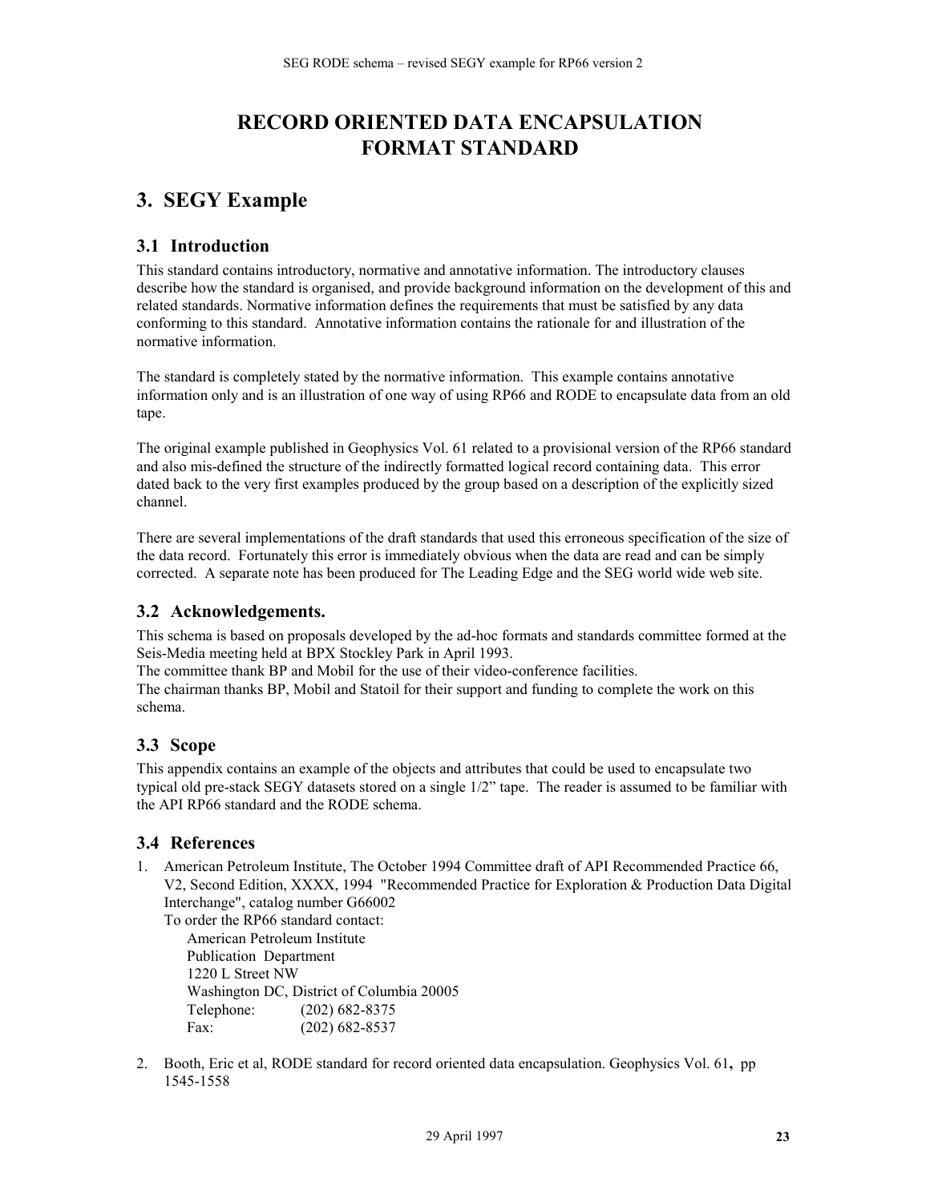# RECORD ORIENTED DATA ENCAPSULATION FORMAT STANDARD

## 3. SEGY Example

### 3.1 Introduction

This standard contains introductory, normative and annotative information. The introductory clauses describe how the standard is organised, and provide background information on the development of this and related standards. Normative information defines the requirements that must be satisfied by any data conforming to this standard. Annotative information contains the rationale for and illustration of the normative information.

The standard is completely stated by the normative information. This example contains annotative information only and is an illustration of one way of using RP66 and RODE to encapsulate data from an old tape.

The original example published in Geophysics Vol. 61 related to a provisional version of the RP66 standard and also mis-defined the structure of the indirectly formatted logical record containing data. This error dated back to the very first examples produced by the group based on a description of the explicitly sized channel.

There are several implementations of the draft standards that used this erroneous specification of the size of the data record. Fortunately this error is immediately obvious when the data are read and can be simply corrected. A separate note has been produced for The Leading Edge and the SEG world wide web site.

### 3.2 Acknowledgements.

This schema is based on proposals developed by the ad-hoc formats and standards committee formed at the Seis-Media meeting held at BPX Stockley Park in April 1993.
The committee thank BP and Mobil for the use of their video-conference facilities.
The chairman thanks BP, Mobil and Statoil for their support and funding to complete the work on this schema.

### 3.3 Scope

This appendix contains an example of the objects and attributes that could be used to encapsulate two typical old pre-stack SEGY datasets stored on a single 1/2" tape. The reader is assumed to be familiar with the API RP66 standard and the RODE schema.

### 3.4 References

1. American Petroleum Institute, The October 1994 Committee draft of API Recommended Practice 66, V2, Second Edition, XXXX, 1994 "Recommended Practice for Exploration & Production Data Digital Interchange", catalog number G66002
   To order the RP66 standard contact:
   American Petroleum Institute
   Publication Department
   1220 L Street NW
   Washington DC, District of Columbia 20005
   Telephone: (202) 682-8375
   Fax: (202) 682-8537

2. Booth, Eric et al, RODE standard for record oriented data encapsulation. Geophysics Vol. 61, pp 1545-1558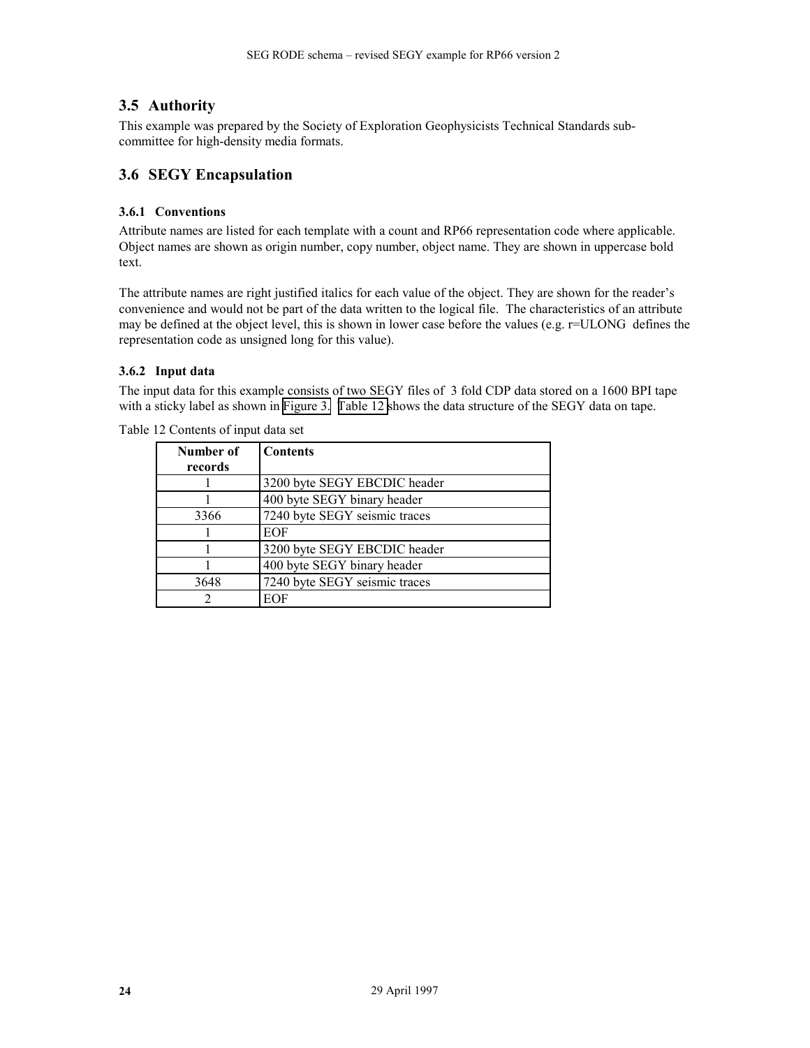## 3.5 Authority

This example was prepared by the Society of Exploration Geophysicists Technical Standards sub-committee for high-density media formats.

## 3.6 SEGY Encapsulation

### 3.6.1 Conventions

Attribute names are listed for each template with a count and RP66 representation code where applicable. Object names are shown as origin number, copy number, object name. They are shown in uppercase bold text.

The attribute names are right justified italics for each value of the object. They are shown for the reader's convenience and would not be part of the data written to the logical file. The characteristics of an attribute may be defined at the object level, this is shown in lower case before the values (e.g. r=ULONG defines the representation code as unsigned long for this value).

### 3.6.2 Input data

The input data for this example consists of two SEGY files of 3 fold CDP data stored on a 1600 BPI tape with a sticky label as shown in Figure 3. Table 12 shows the data structure of the SEGY data on tape.

Table 12 Contents of input data set

| Number of records | Contents |
|---|---|
| 1 | 3200 byte SEGY EBCDIC header |
| 1 | 400 byte SEGY binary header |
| 3366 | 7240 byte SEGY seismic traces |
| 1 | EOF |
| 1 | 3200 byte SEGY EBCDIC header |
| 1 | 400 byte SEGY binary header |
| 3648 | 7240 byte SEGY seismic traces |
| 2 | EOF |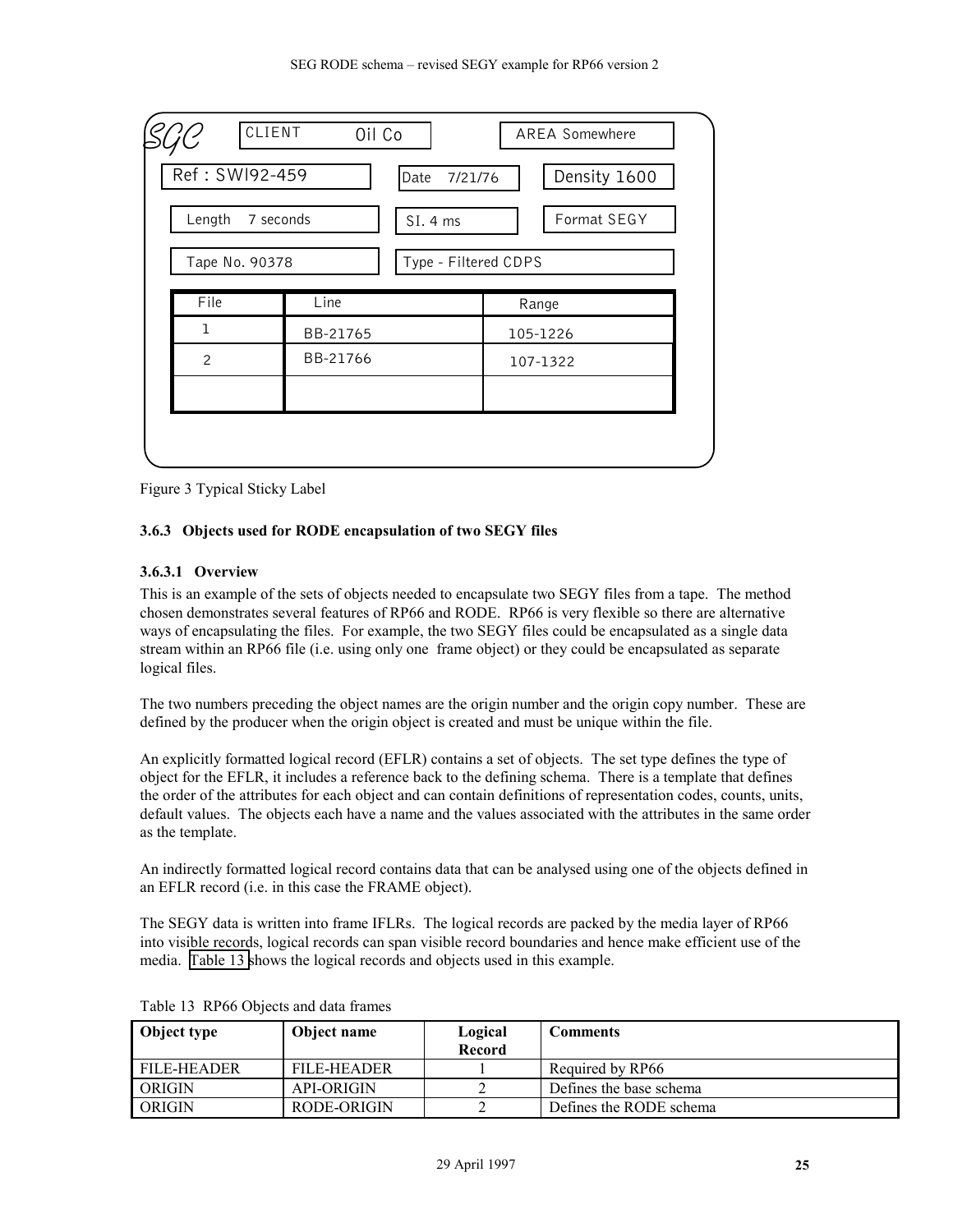| SGC | CLIENT Oil Co | | AREA Somewhere |
|---|---|---|---|
| Ref : SWI92-459 | | Date 7/21/76 | Density 1600 |
| Length 7 seconds | | SI. 4 ms | Format SEGY |
| Tape No. 90378 | | Type - Filtered CDPS | |

| File | Line | Range |
|---|---|---|
| 1 | BB-21765 | 105-1226 |
| 2 | BB-21766 | 107-1322 |
| | | |

Figure 3 Typical Sticky Label

### 3.6.3 Objects used for RODE encapsulation of two SEGY files

#### 3.6.3.1 Overview

This is an example of the sets of objects needed to encapsulate two SEGY files from a tape. The method chosen demonstrates several features of RP66 and RODE. RP66 is very flexible so there are alternative ways of encapsulating the files. For example, the two SEGY files could be encapsulated as a single data stream within an RP66 file (i.e. using only one frame object) or they could be encapsulated as separate logical files.

The two numbers preceding the object names are the origin number and the origin copy number. These are defined by the producer when the origin object is created and must be unique within the file.

An explicitly formatted logical record (EFLR) contains a set of objects. The set type defines the type of object for the EFLR, it includes a reference back to the defining schema. There is a template that defines the order of the attributes for each object and can contain definitions of representation codes, counts, units, default values. The objects each have a name and the values associated with the attributes in the same order as the template.

An indirectly formatted logical record contains data that can be analysed using one of the objects defined in an EFLR record (i.e. in this case the FRAME object).

The SEGY data is written into frame IFLRs. The logical records are packed by the media layer of RP66 into visible records, logical records can span visible record boundaries and hence make efficient use of the media. Table 13 shows the logical records and objects used in this example.

Table 13 RP66 Objects and data frames

| Object type | Object name | Logical Record | Comments |
|---|---|---|---|
| FILE-HEADER | FILE-HEADER | 1 | Required by RP66 |
| ORIGIN | API-ORIGIN | 2 | Defines the base schema |
| ORIGIN | RODE-ORIGIN | 2 | Defines the RODE schema |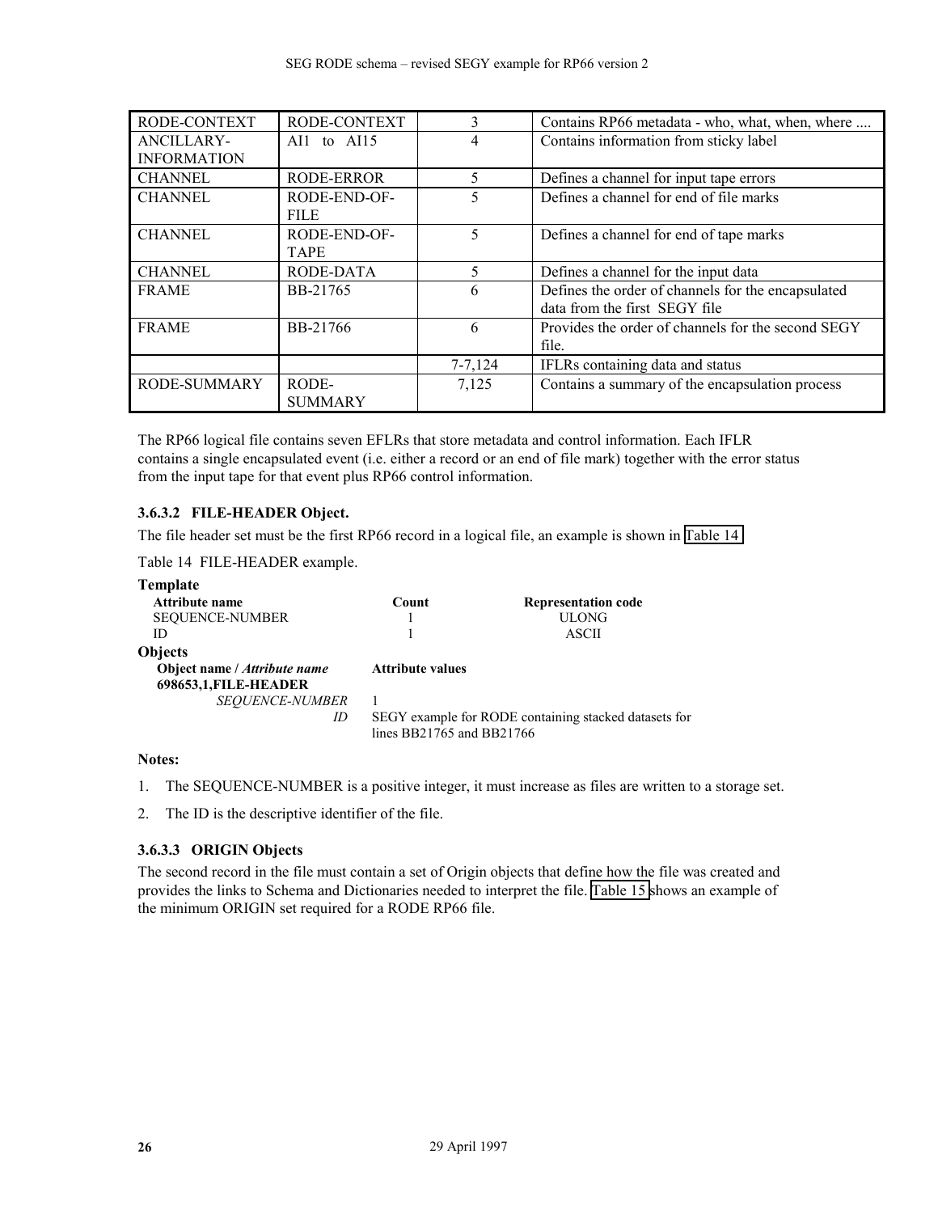| RODE-CONTEXT | RODE-CONTEXT | 3 | Contains RP66 metadata - who, what, when, where .... |
|---|---|---|---|
| ANCILLARY-INFORMATION | AI1 to AI15 | 4 | Contains information from sticky label |
| CHANNEL | RODE-ERROR | 5 | Defines a channel for input tape errors |
| CHANNEL | RODE-END-OF-FILE | 5 | Defines a channel for end of file marks |
| CHANNEL | RODE-END-OF-TAPE | 5 | Defines a channel for end of tape marks |
| CHANNEL | RODE-DATA | 5 | Defines a channel for the input data |
| FRAME | BB-21765 | 6 | Defines the order of channels for the encapsulated data from the first SEGY file |
| FRAME | BB-21766 | 6 | Provides the order of channels for the second SEGY file. |
| | | 7-7,124 | IFLRs containing data and status |
| RODE-SUMMARY | RODE-SUMMARY | 7,125 | Contains a summary of the encapsulation process |

The RP66 logical file contains seven EFLRs that store metadata and control information. Each IFLR contains a single encapsulated event (i.e. either a record or an end of file mark) together with the error status from the input tape for that event plus RP66 control information.

#### 3.6.3.2 FILE-HEADER Object.

The file header set must be the first RP66 record in a logical file, an example is shown in Table 14.

Table 14 FILE-HEADER example.

**Template**

| Attribute name | Count | Representation code |
|---|---|---|
| SEQUENCE-NUMBER | 1 | ULONG |
| ID | 1 | ASCII |

**Objects**

| Object name / *Attribute name* | Attribute values |
|---|---|
| **698653,1,FILE-HEADER** | |
| *SEQUENCE-NUMBER* | 1 |
| *ID* | SEGY example for RODE containing stacked datasets for lines BB21765 and BB21766 |

**Notes:**

1. The SEQUENCE-NUMBER is a positive integer, it must increase as files are written to a storage set.
2. The ID is the descriptive identifier of the file.

#### 3.6.3.3 ORIGIN Objects

The second record in the file must contain a set of Origin objects that define how the file was created and provides the links to Schema and Dictionaries needed to interpret the file. Table 15 shows an example of the minimum ORIGIN set required for a RODE RP66 file.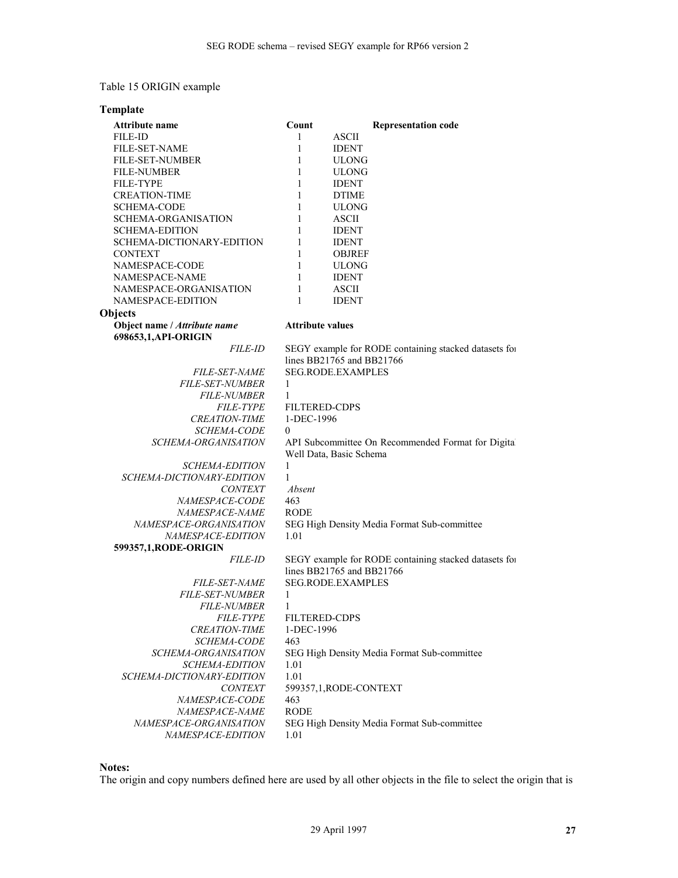Table 15 ORIGIN example

**Template**

| Attribute name | Count | Representation code |
|---|---|---|
| FILE-ID | 1 | ASCII |
| FILE-SET-NAME | 1 | IDENT |
| FILE-SET-NUMBER | 1 | ULONG |
| FILE-NUMBER | 1 | ULONG |
| FILE-TYPE | 1 | IDENT |
| CREATION-TIME | 1 | DTIME |
| SCHEMA-CODE | 1 | ULONG |
| SCHEMA-ORGANISATION | 1 | ASCII |
| SCHEMA-EDITION | 1 | IDENT |
| SCHEMA-DICTIONARY-EDITION | 1 | IDENT |
| CONTEXT | 1 | OBJREF |
| NAMESPACE-CODE | 1 | ULONG |
| NAMESPACE-NAME | 1 | IDENT |
| NAMESPACE-ORGANISATION | 1 | ASCII |
| NAMESPACE-EDITION | 1 | IDENT |

**Objects**

| **Object name / *Attribute name*** | **Attribute values** |
|---|---|
| **698653,1,API-ORIGIN** | |
| *FILE-ID* | SEGY example for RODE containing stacked datasets for lines BB21765 and BB21766 |
| *FILE-SET-NAME* | SEG.RODE.EXAMPLES |
| *FILE-SET-NUMBER* | 1 |
| *FILE-NUMBER* | 1 |
| *FILE-TYPE* | FILTERED-CDPS |
| *CREATION-TIME* | 1-DEC-1996 |
| *SCHEMA-CODE* | 0 |
| *SCHEMA-ORGANISATION* | API Subcommittee On Recommended Format for Digital Well Data, Basic Schema |
| *SCHEMA-EDITION* | 1 |
| *SCHEMA-DICTIONARY-EDITION* | 1 |
| *CONTEXT* | *Absent* |
| *NAMESPACE-CODE* | 463 |
| *NAMESPACE-NAME* | RODE |
| *NAMESPACE-ORGANISATION* | SEG High Density Media Format Sub-committee |
| *NAMESPACE-EDITION* | 1.01 |
| **599357,1,RODE-ORIGIN** | |
| *FILE-ID* | SEGY example for RODE containing stacked datasets for lines BB21765 and BB21766 |
| *FILE-SET-NAME* | SEG.RODE.EXAMPLES |
| *FILE-SET-NUMBER* | 1 |
| *FILE-NUMBER* | 1 |
| *FILE-TYPE* | FILTERED-CDPS |
| *CREATION-TIME* | 1-DEC-1996 |
| *SCHEMA-CODE* | 463 |
| *SCHEMA-ORGANISATION* | SEG High Density Media Format Sub-committee |
| *SCHEMA-EDITION* | 1.01 |
| *SCHEMA-DICTIONARY-EDITION* | 1.01 |
| *CONTEXT* | 599357,1,RODE-CONTEXT |
| *NAMESPACE-CODE* | 463 |
| *NAMESPACE-NAME* | RODE |
| *NAMESPACE-ORGANISATION* | SEG High Density Media Format Sub-committee |
| *NAMESPACE-EDITION* | 1.01 |

**Notes:**

The origin and copy numbers defined here are used by all other objects in the file to select the origin that is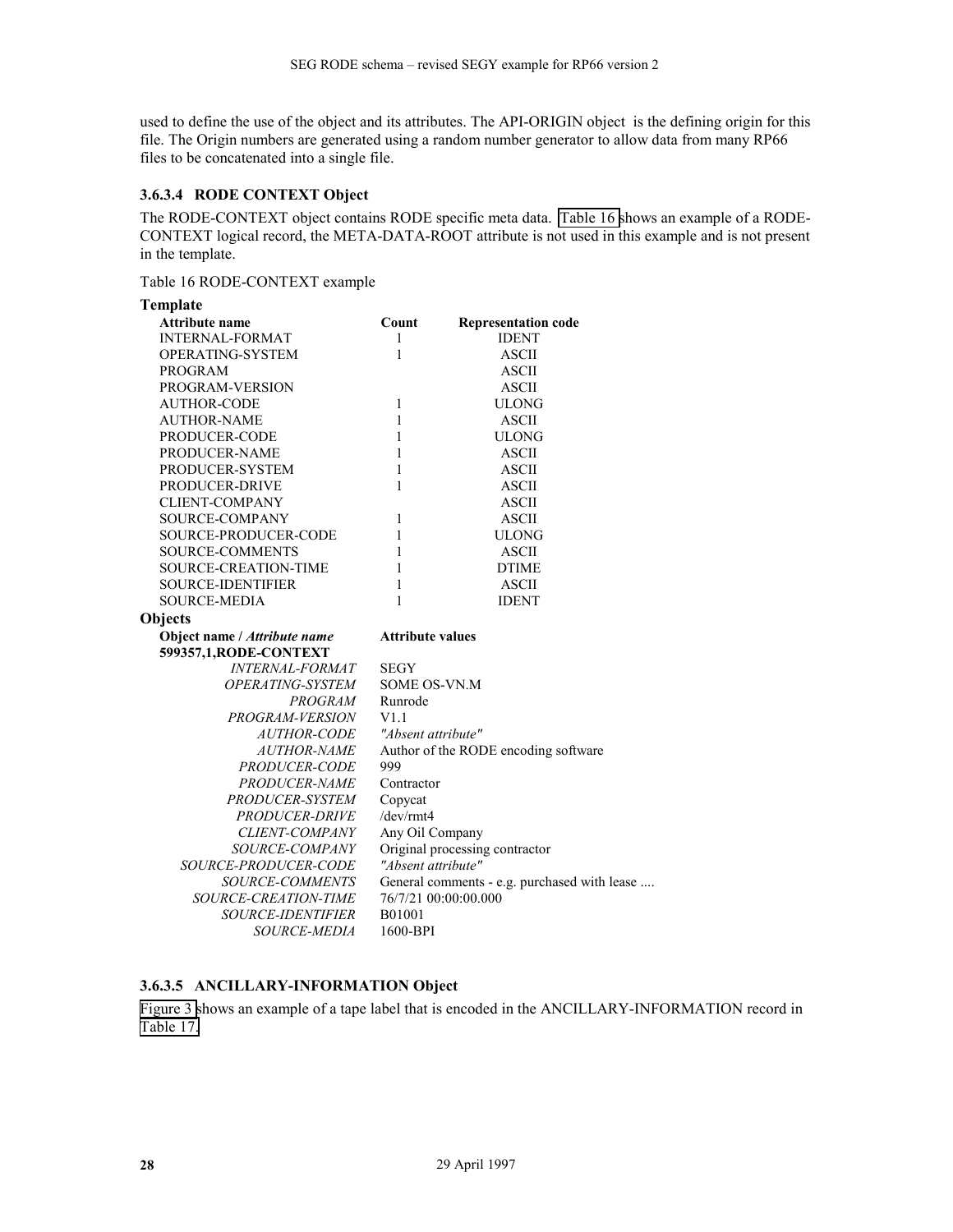used to define the use of the object and its attributes. The API-ORIGIN object is the defining origin for this file. The Origin numbers are generated using a random number generator to allow data from many RP66 files to be concatenated into a single file.

### 3.6.3.4 RODE CONTEXT Object

The RODE-CONTEXT object contains RODE specific meta data. Table 16 shows an example of a RODE-CONTEXT logical record, the META-DATA-ROOT attribute is not used in this example and is not present in the template.

Table 16 RODE-CONTEXT example

**Template**

| Attribute name | Count | Representation code |
|---|---|---|
| INTERNAL-FORMAT | 1 | IDENT |
| OPERATING-SYSTEM | 1 | ASCII |
| PROGRAM | | ASCII |
| PROGRAM-VERSION | | ASCII |
| AUTHOR-CODE | 1 | ULONG |
| AUTHOR-NAME | 1 | ASCII |
| PRODUCER-CODE | 1 | ULONG |
| PRODUCER-NAME | 1 | ASCII |
| PRODUCER-SYSTEM | 1 | ASCII |
| PRODUCER-DRIVE | 1 | ASCII |
| CLIENT-COMPANY | | ASCII |
| SOURCE-COMPANY | 1 | ASCII |
| SOURCE-PRODUCER-CODE | 1 | ULONG |
| SOURCE-COMMENTS | 1 | ASCII |
| SOURCE-CREATION-TIME | 1 | DTIME |
| SOURCE-IDENTIFIER | 1 | ASCII |
| SOURCE-MEDIA | 1 | IDENT |

**Objects**

| Object name / *Attribute name* | Attribute values |
|---|---|
| **599357,1,RODE-CONTEXT** | |
| *INTERNAL-FORMAT* | SEGY |
| *OPERATING-SYSTEM* | SOME OS-VN.M |
| *PROGRAM* | Runrode |
| *PROGRAM-VERSION* | V1.1 |
| *AUTHOR-CODE* | *"Absent attribute"* |
| *AUTHOR-NAME* | Author of the RODE encoding software |
| *PRODUCER-CODE* | 999 |
| *PRODUCER-NAME* | Contractor |
| *PRODUCER-SYSTEM* | Copycat |
| *PRODUCER-DRIVE* | /dev/rmt4 |
| *CLIENT-COMPANY* | Any Oil Company |
| *SOURCE-COMPANY* | Original processing contractor |
| *SOURCE-PRODUCER-CODE* | *"Absent attribute"* |
| *SOURCE-COMMENTS* | General comments - e.g. purchased with lease .... |
| *SOURCE-CREATION-TIME* | 76/7/21 00:00:00.000 |
| *SOURCE-IDENTIFIER* | B01001 |
| *SOURCE-MEDIA* | 1600-BPI |

### 3.6.3.5 ANCILLARY-INFORMATION Object

Figure 3 shows an example of a tape label that is encoded in the ANCILLARY-INFORMATION record in Table 17.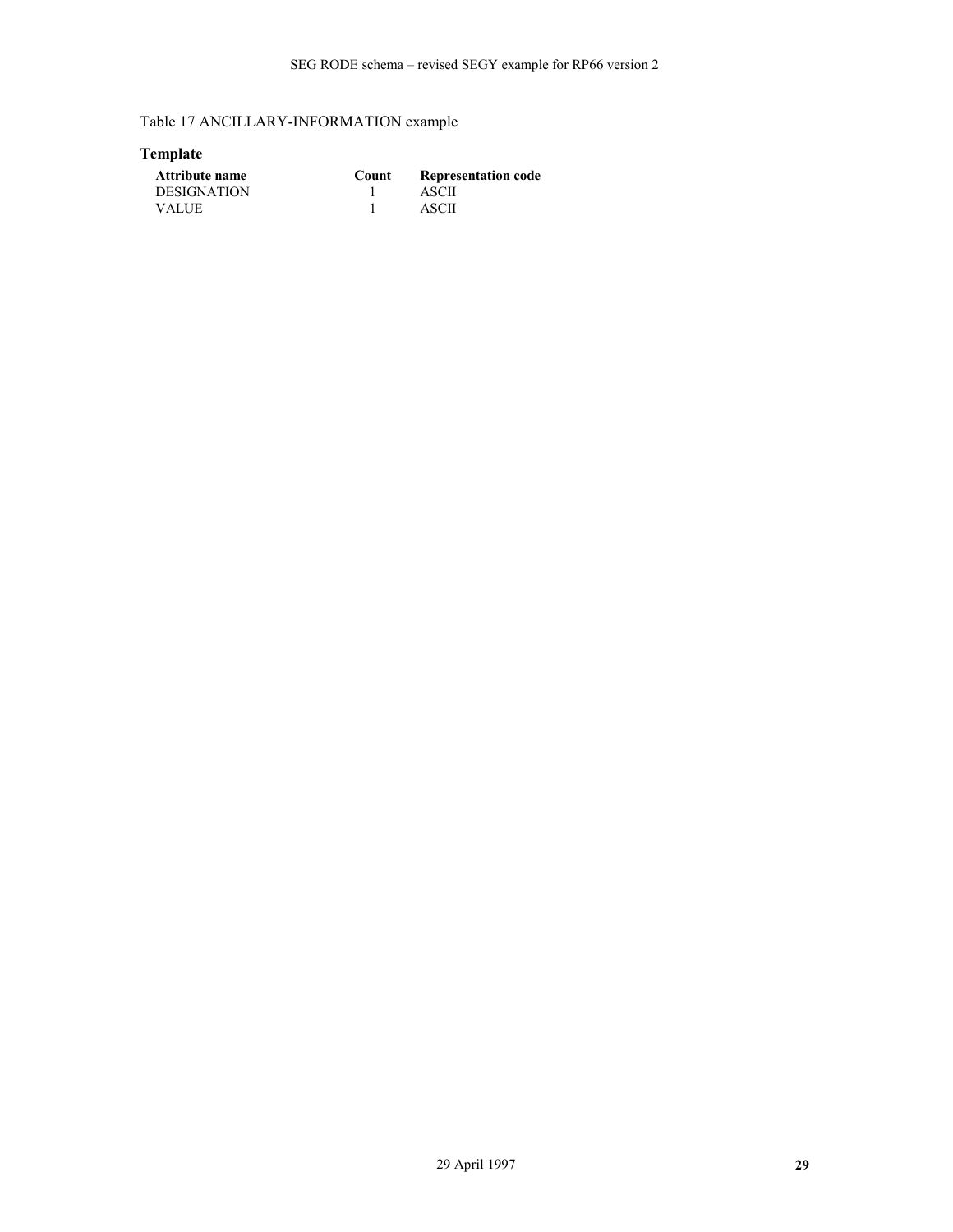Table 17 ANCILLARY-INFORMATION example

**Template**

| Attribute name | Count | Representation code |
|---|---|---|
| DESIGNATION | 1 | ASCII |
| VALUE | 1 | ASCII |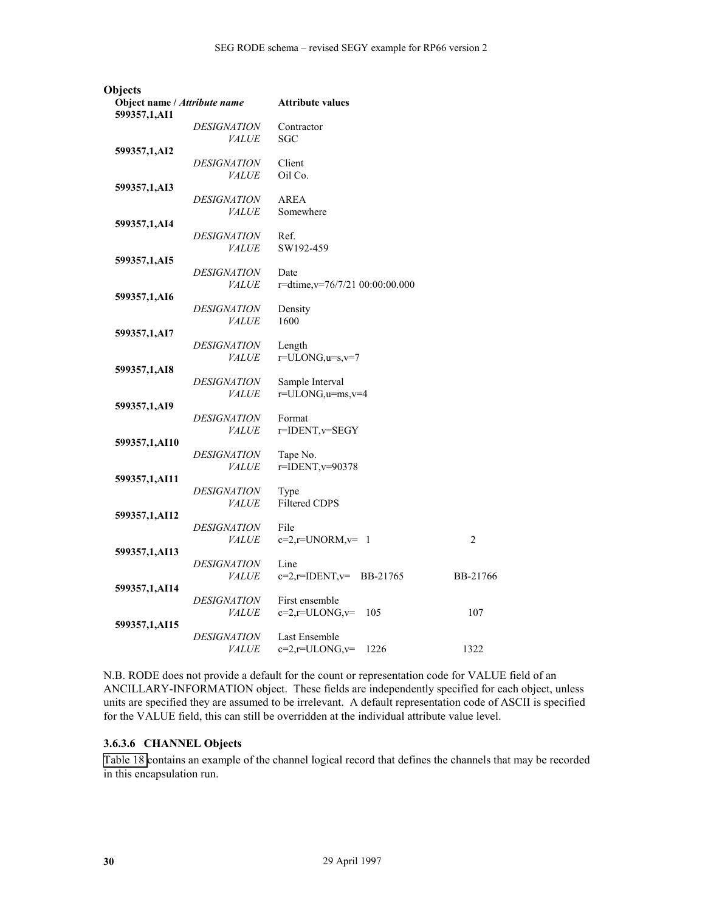**Objects**

| Object name / *Attribute name* | | Attribute values | |
|---|---|---|---|
| **599357,1,AI1** | | | |
| | *DESIGNATION* | Contractor | |
| | *VALUE* | SGC | |
| **599357,1,AI2** | | | |
| | *DESIGNATION* | Client | |
| | *VALUE* | Oil Co. | |
| **599357,1,AI3** | | | |
| | *DESIGNATION* | AREA | |
| | *VALUE* | Somewhere | |
| **599357,1,AI4** | | | |
| | *DESIGNATION* | Ref. | |
| | *VALUE* | SW192-459 | |
| **599357,1,AI5** | | | |
| | *DESIGNATION* | Date | |
| | *VALUE* | r=dtime,v=76/7/21 00:00:00.000 | |
| **599357,1,AI6** | | | |
| | *DESIGNATION* | Density | |
| | *VALUE* | 1600 | |
| **599357,1,AI7** | | | |
| | *DESIGNATION* | Length | |
| | *VALUE* | r=ULONG,u=s,v=7 | |
| **599357,1,AI8** | | | |
| | *DESIGNATION* | Sample Interval | |
| | *VALUE* | r=ULONG,u=ms,v=4 | |
| **599357,1,AI9** | | | |
| | *DESIGNATION* | Format | |
| | *VALUE* | r=IDENT,v=SEGY | |
| **599357,1,AI10** | | | |
| | *DESIGNATION* | Tape No. | |
| | *VALUE* | r=IDENT,v=90378 | |
| **599357,1,AI11** | | | |
| | *DESIGNATION* | Type | |
| | *VALUE* | Filtered CDPS | |
| **599357,1,AI12** | | | |
| | *DESIGNATION* | File | |
| | *VALUE* | c=2,r=UNORM,v= 1 | 2 |
| **599357,1,AI13** | | | |
| | *DESIGNATION* | Line | |
| | *VALUE* | c=2,r=IDENT,v= BB-21765 | BB-21766 |
| **599357,1,AI14** | | | |
| | *DESIGNATION* | First ensemble | |
| | *VALUE* | c=2,r=ULONG,v= 105 | 107 |
| **599357,1,AI15** | | | |
| | *DESIGNATION* | Last Ensemble | |
| | *VALUE* | c=2,r=ULONG,v= 1226 | 1322 |

N.B. RODE does not provide a default for the count or representation code for VALUE field of an ANCILLARY-INFORMATION object. These fields are independently specified for each object, unless units are specified they are assumed to be irrelevant. A default representation code of ASCII is specified for the VALUE field, this can still be overridden at the individual attribute value level.

### 3.6.3.6 CHANNEL Objects

Table 18 contains an example of the channel logical record that defines the channels that may be recorded in this encapsulation run.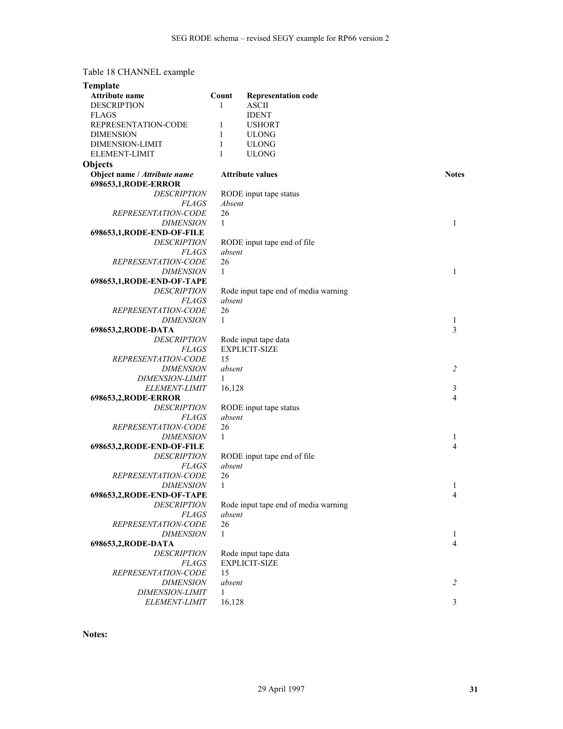Table 18 CHANNEL example

**Template**

| Attribute name | Count | Representation code |
|---|---|---|
| DESCRIPTION | 1 | ASCII |
| FLAGS | | IDENT |
| REPRESENTATION-CODE | 1 | USHORT |
| DIMENSION | 1 | ULONG |
| DIMENSION-LIMIT | 1 | ULONG |
| ELEMENT-LIMIT | 1 | ULONG |

**Objects**

| Object name / *Attribute name* | Attribute values | Notes |
|---|---|---|
| **698653,1,RODE-ERROR** | | |
| *DESCRIPTION* | RODE input tape status | |
| *FLAGS* | *Absent* | |
| *REPRESENTATION-CODE* | 26 | |
| *DIMENSION* | 1 | 1 |
| **698653,1,RODE-END-OF-FILE** | | |
| *DESCRIPTION* | RODE input tape end of file | |
| *FLAGS* | *absent* | |
| *REPRESENTATION-CODE* | 26 | |
| *DIMENSION* | 1 | 1 |
| **698653,1,RODE-END-OF-TAPE** | | |
| *DESCRIPTION* | Rode input tape end of media warning | |
| *FLAGS* | *absent* | |
| *REPRESENTATION-CODE* | 26 | |
| *DIMENSION* | 1 | 1 |
| **698653,2,RODE-DATA** | | 3 |
| *DESCRIPTION* | Rode input tape data | |
| *FLAGS* | EXPLICIT-SIZE | |
| *REPRESENTATION-CODE* | 15 | |
| *DIMENSION* | *absent* | *2* |
| *DIMENSION-LIMIT* | 1 | |
| *ELEMENT-LIMIT* | 16,128 | 3 |
| **698653,2,RODE-ERROR** | | 4 |
| *DESCRIPTION* | RODE input tape status | |
| *FLAGS* | *absent* | |
| *REPRESENTATION-CODE* | 26 | |
| *DIMENSION* | 1 | 1 |
| **698653,2,RODE-END-OF-FILE** | | 4 |
| *DESCRIPTION* | RODE input tape end of file | |
| *FLAGS* | *absent* | |
| *REPRESENTATION-CODE* | 26 | |
| *DIMENSION* | 1 | 1 |
| **698653,2,RODE-END-OF-TAPE** | | 4 |
| *DESCRIPTION* | Rode input tape end of media warning | |
| *FLAGS* | *absent* | |
| *REPRESENTATION-CODE* | 26 | |
| *DIMENSION* | 1 | 1 |
| **698653,2,RODE-DATA** | | 4 |
| *DESCRIPTION* | Rode input tape data | |
| *FLAGS* | EXPLICIT-SIZE | |
| *REPRESENTATION-CODE* | 15 | |
| *DIMENSION* | *absent* | *2* |
| *DIMENSION-LIMIT* | 1 | |
| *ELEMENT-LIMIT* | 16,128 | 3 |

**Notes:**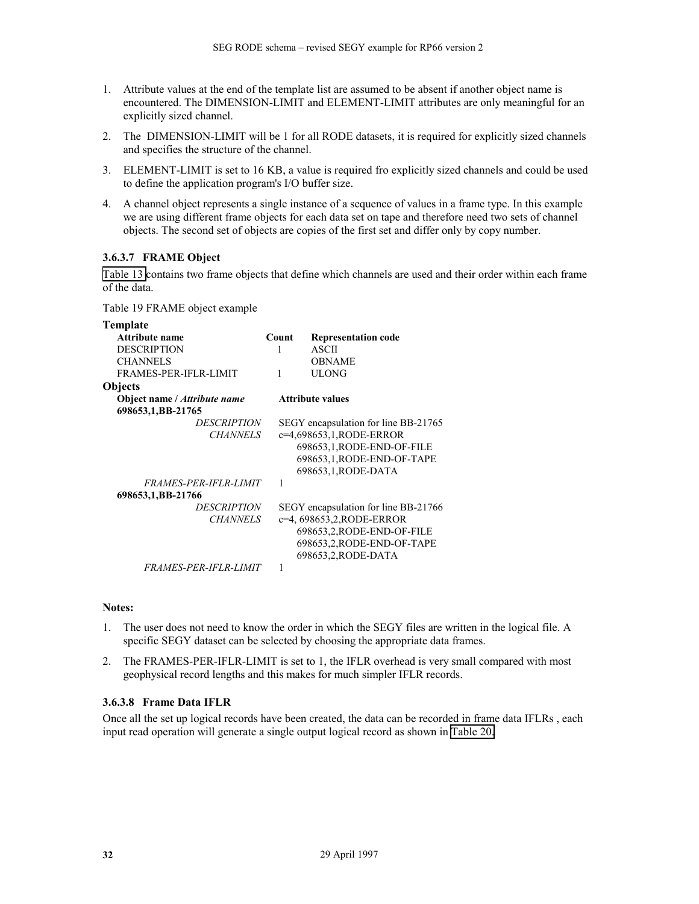1. Attribute values at the end of the template list are assumed to be absent if another object name is encountered. The DIMENSION-LIMIT and ELEMENT-LIMIT attributes are only meaningful for an explicitly sized channel.
2. The DIMENSION-LIMIT will be 1 for all RODE datasets, it is required for explicitly sized channels and specifies the structure of the channel.
3. ELEMENT-LIMIT is set to 16 KB, a value is required fro explicitly sized channels and could be used to define the application program's I/O buffer size.
4. A channel object represents a single instance of a sequence of values in a frame type. In this example we are using different frame objects for each data set on tape and therefore need two sets of channel objects. The second set of objects are copies of the first set and differ only by copy number.

#### 3.6.3.7 FRAME Object

Table 13 contains two frame objects that define which channels are used and their order within each frame of the data.

Table 19 FRAME object example

**Template**

| Attribute name | Count | Representation code |
|---|---|---|
| DESCRIPTION | 1 | ASCII |
| CHANNELS | | OBNAME |
| FRAMES-PER-IFLR-LIMIT | 1 | ULONG |

**Objects**

| Object name / *Attribute name* | Attribute values |
|---|---|
| **698653,1,BB-21765** | |
| *DESCRIPTION* | SEGY encapsulation for line BB-21765 |
| *CHANNELS* | c=4,698653,1,RODE-ERROR |
| | 698653,1,RODE-END-OF-FILE |
| | 698653,1,RODE-END-OF-TAPE |
| | 698653,1,RODE-DATA |
| *FRAMES-PER-IFLR-LIMIT* | 1 |
| **698653,1,BB-21766** | |
| *DESCRIPTION* | SEGY encapsulation for line BB-21766 |
| *CHANNELS* | c=4, 698653,2,RODE-ERROR |
| | 698653,2,RODE-END-OF-FILE |
| | 698653,2,RODE-END-OF-TAPE |
| | 698653,2,RODE-DATA |
| *FRAMES-PER-IFLR-LIMIT* | 1 |

**Notes:**

1. The user does not need to know the order in which the SEGY files are written in the logical file. A specific SEGY dataset can be selected by choosing the appropriate data frames.
2. The FRAMES-PER-IFLR-LIMIT is set to 1, the IFLR overhead is very small compared with most geophysical record lengths and this makes for much simpler IFLR records.

#### 3.6.3.8 Frame Data IFLR

Once all the set up logical records have been created, the data can be recorded in frame data IFLRs , each input read operation will generate a single output logical record as shown in Table 20.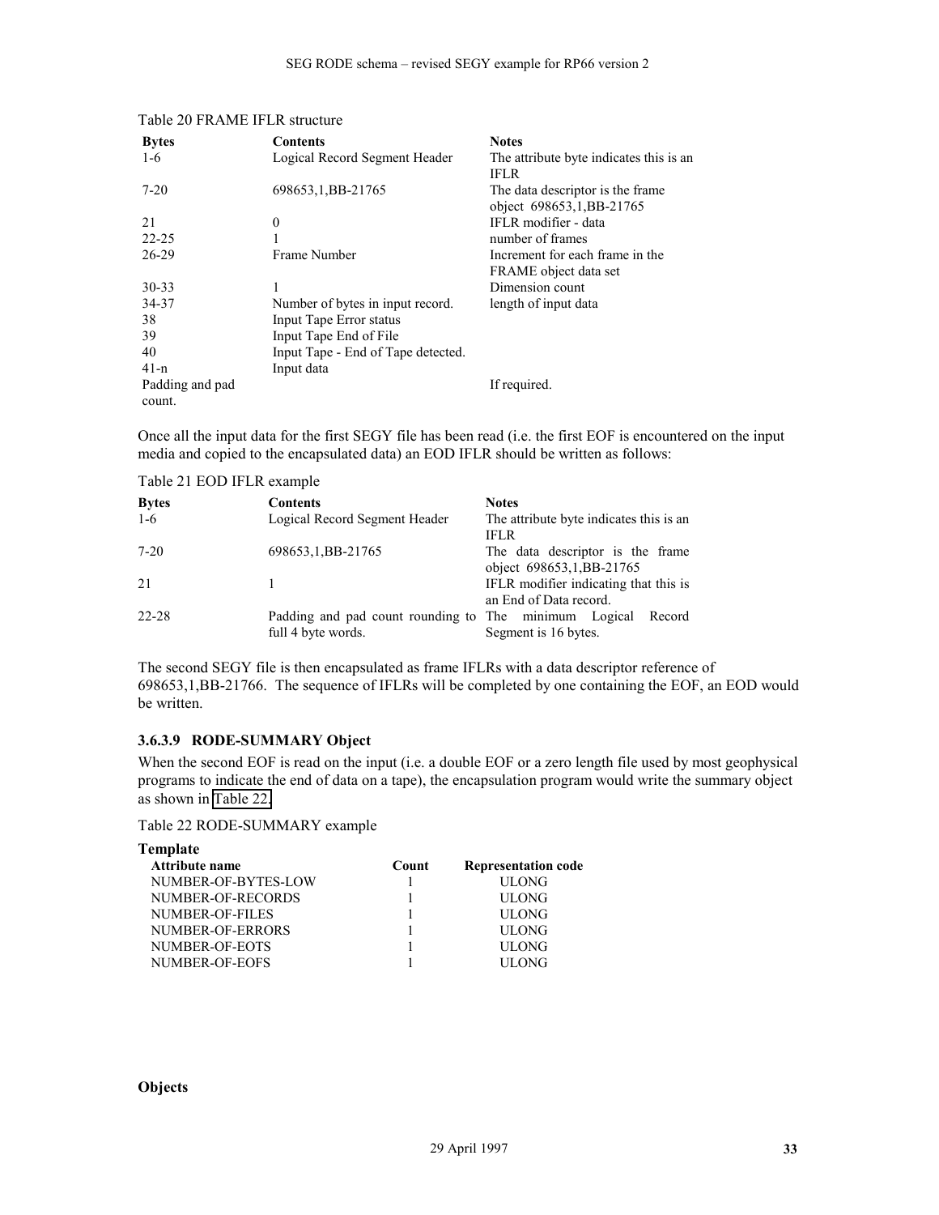Table 20 FRAME IFLR structure

| Bytes | Contents | Notes |
|---|---|---|
| 1-6 | Logical Record Segment Header | The attribute byte indicates this is an IFLR |
| 7-20 | 698653,1,BB-21765 | The data descriptor is the frame object 698653,1,BB-21765 |
| 21 | 0 | IFLR modifier - data |
| 22-25 | 1 | number of frames |
| 26-29 | Frame Number | Increment for each frame in the FRAME object data set |
| 30-33 | 1 | Dimension count |
| 34-37 | Number of bytes in input record. | length of input data |
| 38 | Input Tape Error status | |
| 39 | Input Tape End of File | |
| 40 | Input Tape - End of Tape detected. | |
| 41-n | Input data | |
| Padding and pad count. | | If required. |

Once all the input data for the first SEGY file has been read (i.e. the first EOF is encountered on the input media and copied to the encapsulated data) an EOD IFLR should be written as follows:

Table 21 EOD IFLR example

| Bytes | Contents | Notes |
|---|---|---|
| 1-6 | Logical Record Segment Header | The attribute byte indicates this is an IFLR |
| 7-20 | 698653,1,BB-21765 | The data descriptor is the frame object 698653,1,BB-21765 |
| 21 | 1 | IFLR modifier indicating that this is an End of Data record. |
| 22-28 | Padding and pad count rounding to full 4 byte words. | The minimum Logical Record Segment is 16 bytes. |

The second SEGY file is then encapsulated as frame IFLRs with a data descriptor reference of 698653,1,BB-21766. The sequence of IFLRs will be completed by one containing the EOF, an EOD would be written.

### 3.6.3.9 RODE-SUMMARY Object

When the second EOF is read on the input (i.e. a double EOF or a zero length file used by most geophysical programs to indicate the end of data on a tape), the encapsulation program would write the summary object as shown in Table 22.

Table 22 RODE-SUMMARY example

**Template**

| Attribute name | Count | Representation code |
|---|---|---|
| NUMBER-OF-BYTES-LOW | 1 | ULONG |
| NUMBER-OF-RECORDS | 1 | ULONG |
| NUMBER-OF-FILES | 1 | ULONG |
| NUMBER-OF-ERRORS | 1 | ULONG |
| NUMBER-OF-EOTS | 1 | ULONG |
| NUMBER-OF-EOFS | 1 | ULONG |

**Objects**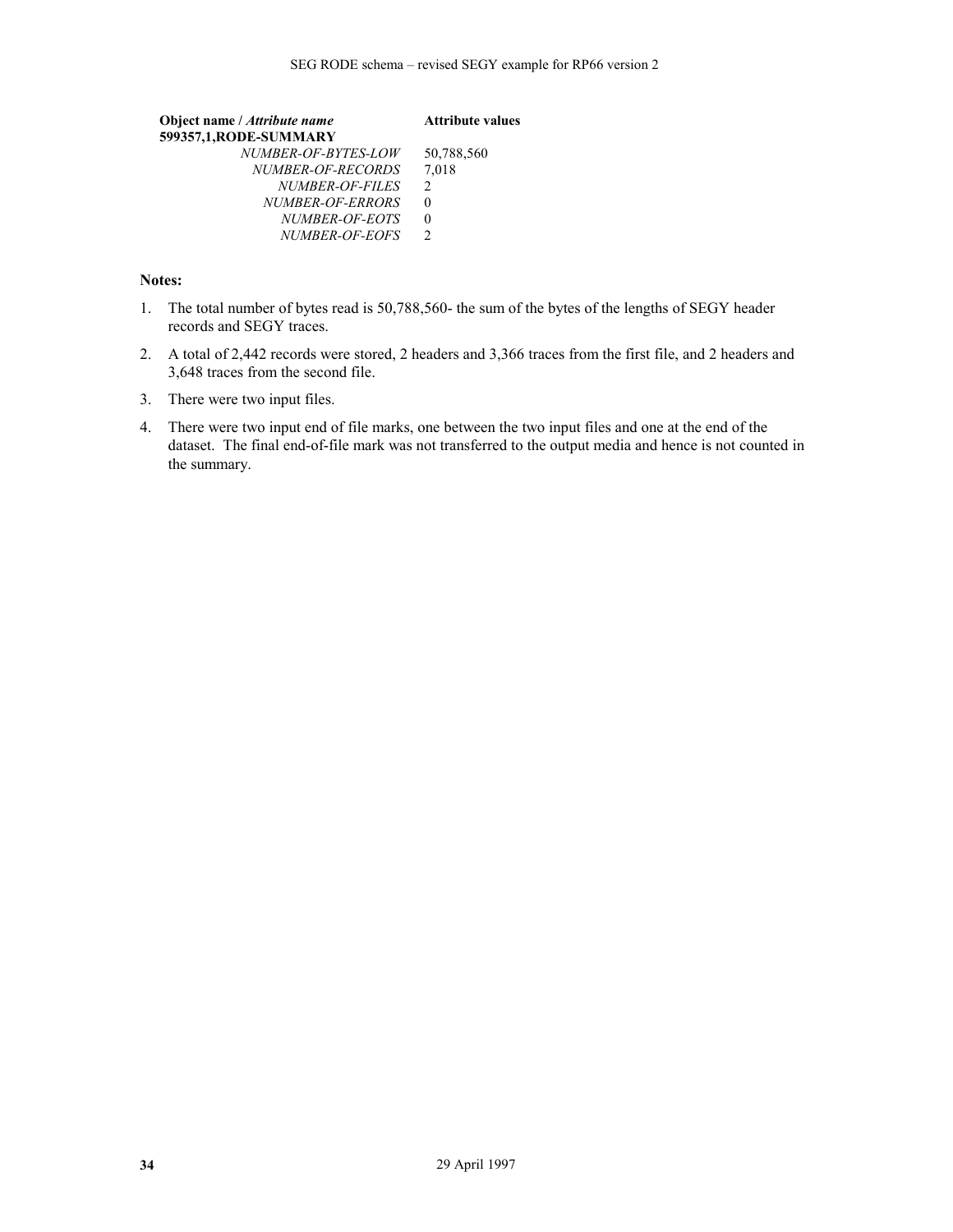| **Object name /** ***Attribute name*** | **Attribute values** |
|---|---|
| **599357,1,RODE-SUMMARY** | |
| *NUMBER-OF-BYTES-LOW* | 50,788,560 |
| *NUMBER-OF-RECORDS* | 7,018 |
| *NUMBER-OF-FILES* | 2 |
| *NUMBER-OF-ERRORS* | 0 |
| *NUMBER-OF-EOTS* | 0 |
| *NUMBER-OF-EOFS* | 2 |

**Notes:**

1. The total number of bytes read is 50,788,560- the sum of the bytes of the lengths of SEGY header records and SEGY traces.
2. A total of 2,442 records were stored, 2 headers and 3,366 traces from the first file, and 2 headers and 3,648 traces from the second file.
3. There were two input files.
4. There were two input end of file marks, one between the two input files and one at the end of the dataset. The final end-of-file mark was not transferred to the output media and hence is not counted in the summary.